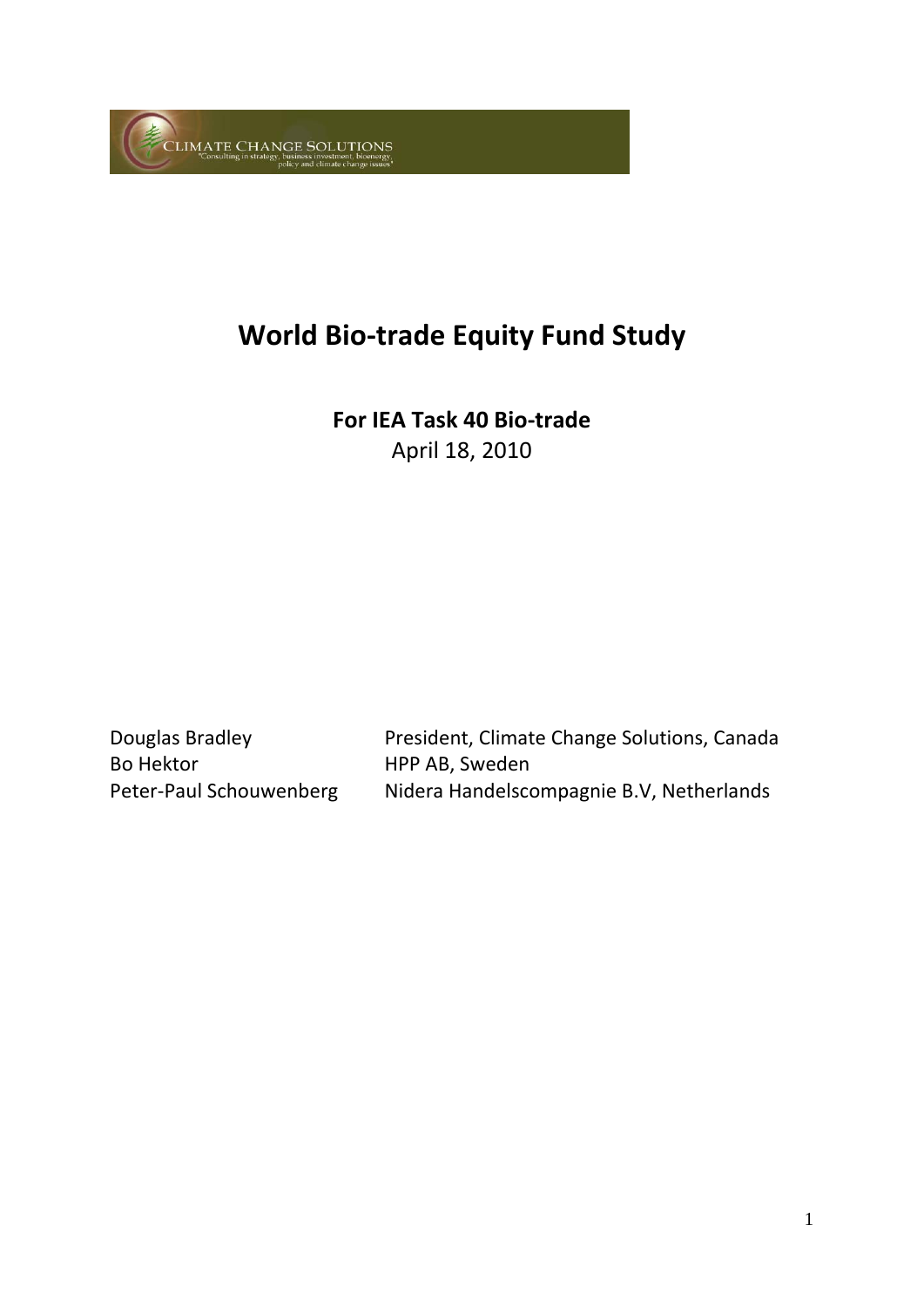# World Bio-trade Equity Fund Study

**For IEA Task 40 Bio-trade**

April 18, 2010

| | |
|---|---|
| Douglas Bradley | President, Climate Change Solutions, Canada |
| Bo Hektor | HPP AB, Sweden |
| Peter-Paul Schouwenberg | Nidera Handelscompagnie B.V, Netherlands |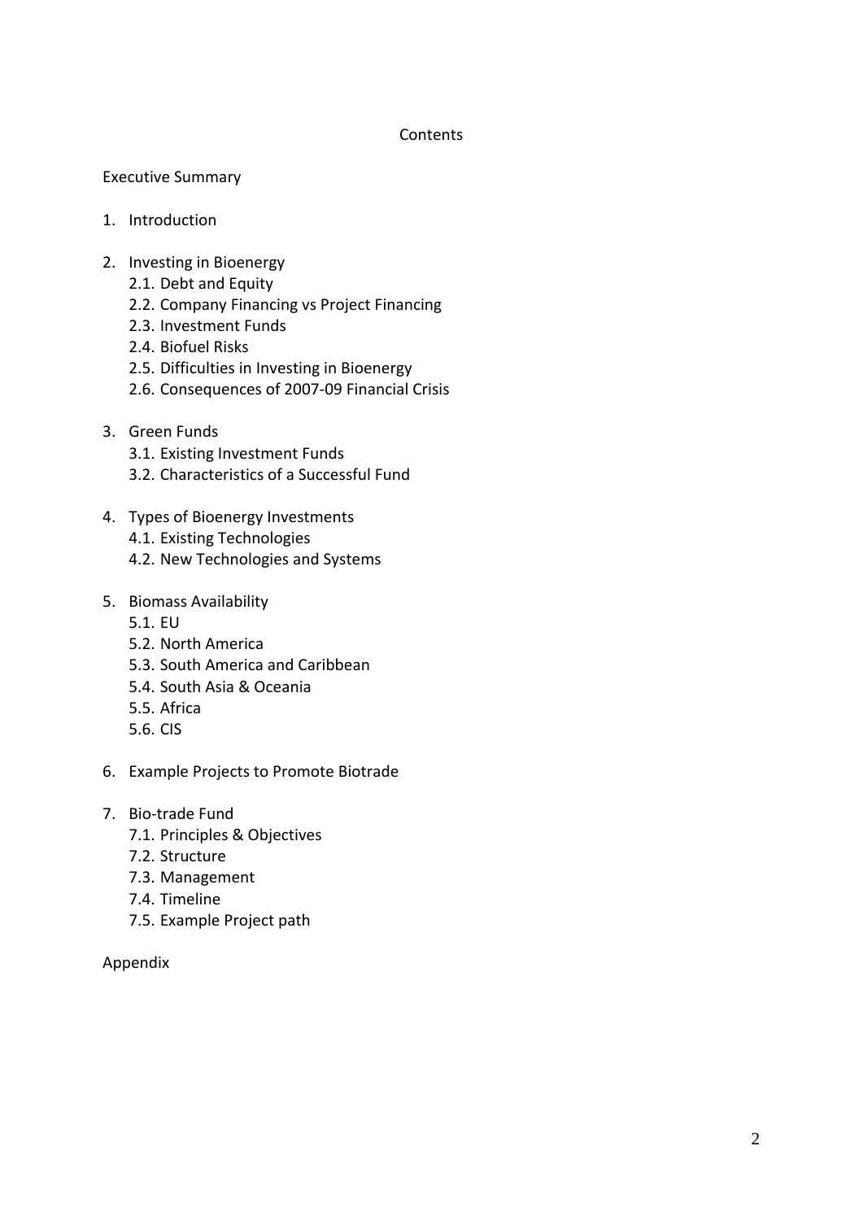# Contents

Executive Summary

1. Introduction

2. Investing in Bioenergy
    2.1. Debt and Equity
    2.2. Company Financing vs Project Financing
    2.3. Investment Funds
    2.4. Biofuel Risks
    2.5. Difficulties in Investing in Bioenergy
    2.6. Consequences of 2007-09 Financial Crisis

3. Green Funds
    3.1. Existing Investment Funds
    3.2. Characteristics of a Successful Fund

4. Types of Bioenergy Investments
    4.1. Existing Technologies
    4.2. New Technologies and Systems

5. Biomass Availability
    5.1. EU
    5.2. North America
    5.3. South America and Caribbean
    5.4. South Asia & Oceania
    5.5. Africa
    5.6. CIS

6. Example Projects to Promote Biotrade

7. Bio-trade Fund
    7.1. Principles & Objectives
    7.2. Structure
    7.3. Management
    7.4. Timeline
    7.5. Example Project path

Appendix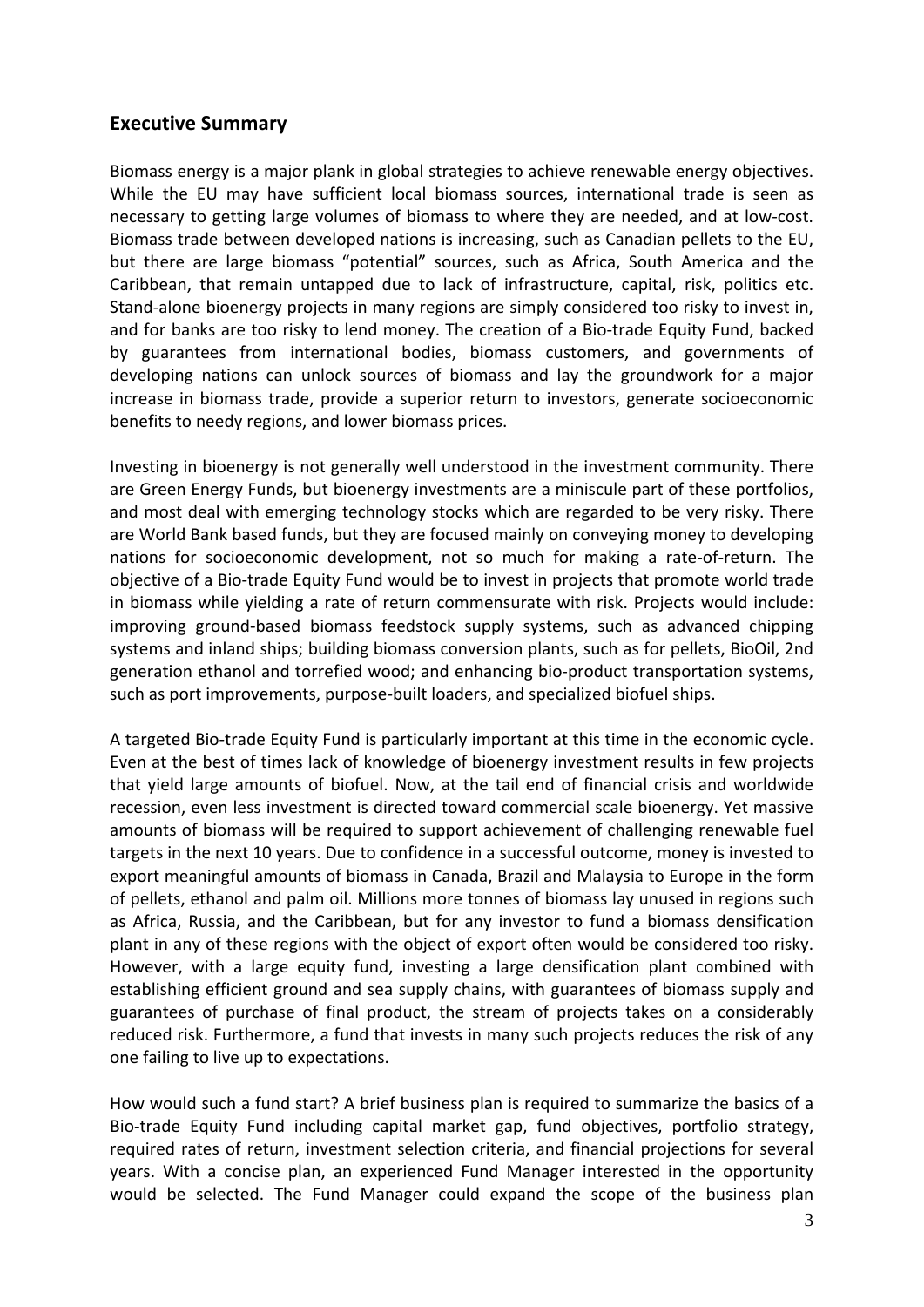## Executive Summary

Biomass energy is a major plank in global strategies to achieve renewable energy objectives. While the EU may have sufficient local biomass sources, international trade is seen as necessary to getting large volumes of biomass to where they are needed, and at low-cost. Biomass trade between developed nations is increasing, such as Canadian pellets to the EU, but there are large biomass "potential" sources, such as Africa, South America and the Caribbean, that remain untapped due to lack of infrastructure, capital, risk, politics etc. Stand-alone bioenergy projects in many regions are simply considered too risky to invest in, and for banks are too risky to lend money. The creation of a Bio-trade Equity Fund, backed by guarantees from international bodies, biomass customers, and governments of developing nations can unlock sources of biomass and lay the groundwork for a major increase in biomass trade, provide a superior return to investors, generate socioeconomic benefits to needy regions, and lower biomass prices.

Investing in bioenergy is not generally well understood in the investment community. There are Green Energy Funds, but bioenergy investments are a miniscule part of these portfolios, and most deal with emerging technology stocks which are regarded to be very risky. There are World Bank based funds, but they are focused mainly on conveying money to developing nations for socioeconomic development, not so much for making a rate-of-return. The objective of a Bio-trade Equity Fund would be to invest in projects that promote world trade in biomass while yielding a rate of return commensurate with risk. Projects would include: improving ground-based biomass feedstock supply systems, such as advanced chipping systems and inland ships; building biomass conversion plants, such as for pellets, BioOil, 2nd generation ethanol and torrefied wood; and enhancing bio-product transportation systems, such as port improvements, purpose-built loaders, and specialized biofuel ships.

A targeted Bio-trade Equity Fund is particularly important at this time in the economic cycle. Even at the best of times lack of knowledge of bioenergy investment results in few projects that yield large amounts of biofuel. Now, at the tail end of financial crisis and worldwide recession, even less investment is directed toward commercial scale bioenergy. Yet massive amounts of biomass will be required to support achievement of challenging renewable fuel targets in the next 10 years. Due to confidence in a successful outcome, money is invested to export meaningful amounts of biomass in Canada, Brazil and Malaysia to Europe in the form of pellets, ethanol and palm oil. Millions more tonnes of biomass lay unused in regions such as Africa, Russia, and the Caribbean, but for any investor to fund a biomass densification plant in any of these regions with the object of export often would be considered too risky. However, with a large equity fund, investing a large densification plant combined with establishing efficient ground and sea supply chains, with guarantees of biomass supply and guarantees of purchase of final product, the stream of projects takes on a considerably reduced risk. Furthermore, a fund that invests in many such projects reduces the risk of any one failing to live up to expectations.

How would such a fund start? A brief business plan is required to summarize the basics of a Bio-trade Equity Fund including capital market gap, fund objectives, portfolio strategy, required rates of return, investment selection criteria, and financial projections for several years. With a concise plan, an experienced Fund Manager interested in the opportunity would be selected. The Fund Manager could expand the scope of the business plan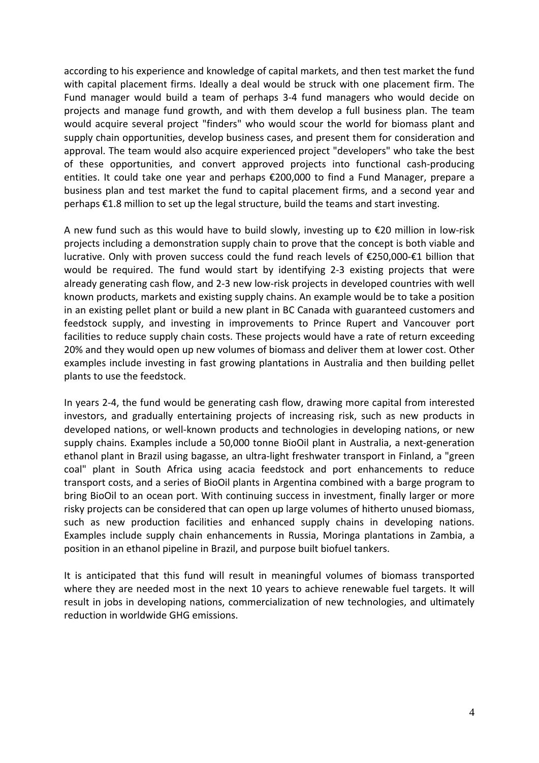according to his experience and knowledge of capital markets, and then test market the fund with capital placement firms. Ideally a deal would be struck with one placement firm. The Fund manager would build a team of perhaps 3-4 fund managers who would decide on projects and manage fund growth, and with them develop a full business plan. The team would acquire several project "finders" who would scour the world for biomass plant and supply chain opportunities, develop business cases, and present them for consideration and approval. The team would also acquire experienced project "developers" who take the best of these opportunities, and convert approved projects into functional cash-producing entities. It could take one year and perhaps €200,000 to find a Fund Manager, prepare a business plan and test market the fund to capital placement firms, and a second year and perhaps €1.8 million to set up the legal structure, build the teams and start investing.

A new fund such as this would have to build slowly, investing up to €20 million in low-risk projects including a demonstration supply chain to prove that the concept is both viable and lucrative. Only with proven success could the fund reach levels of €250,000-€1 billion that would be required. The fund would start by identifying 2-3 existing projects that were already generating cash flow, and 2-3 new low-risk projects in developed countries with well known products, markets and existing supply chains. An example would be to take a position in an existing pellet plant or build a new plant in BC Canada with guaranteed customers and feedstock supply, and investing in improvements to Prince Rupert and Vancouver port facilities to reduce supply chain costs. These projects would have a rate of return exceeding 20% and they would open up new volumes of biomass and deliver them at lower cost. Other examples include investing in fast growing plantations in Australia and then building pellet plants to use the feedstock.

In years 2-4, the fund would be generating cash flow, drawing more capital from interested investors, and gradually entertaining projects of increasing risk, such as new products in developed nations, or well-known products and technologies in developing nations, or new supply chains. Examples include a 50,000 tonne BioOil plant in Australia, a next-generation ethanol plant in Brazil using bagasse, an ultra-light freshwater transport in Finland, a "green coal" plant in South Africa using acacia feedstock and port enhancements to reduce transport costs, and a series of BioOil plants in Argentina combined with a barge program to bring BioOil to an ocean port. With continuing success in investment, finally larger or more risky projects can be considered that can open up large volumes of hitherto unused biomass, such as new production facilities and enhanced supply chains in developing nations. Examples include supply chain enhancements in Russia, Moringa plantations in Zambia, a position in an ethanol pipeline in Brazil, and purpose built biofuel tankers.

It is anticipated that this fund will result in meaningful volumes of biomass transported where they are needed most in the next 10 years to achieve renewable fuel targets. It will result in jobs in developing nations, commercialization of new technologies, and ultimately reduction in worldwide GHG emissions.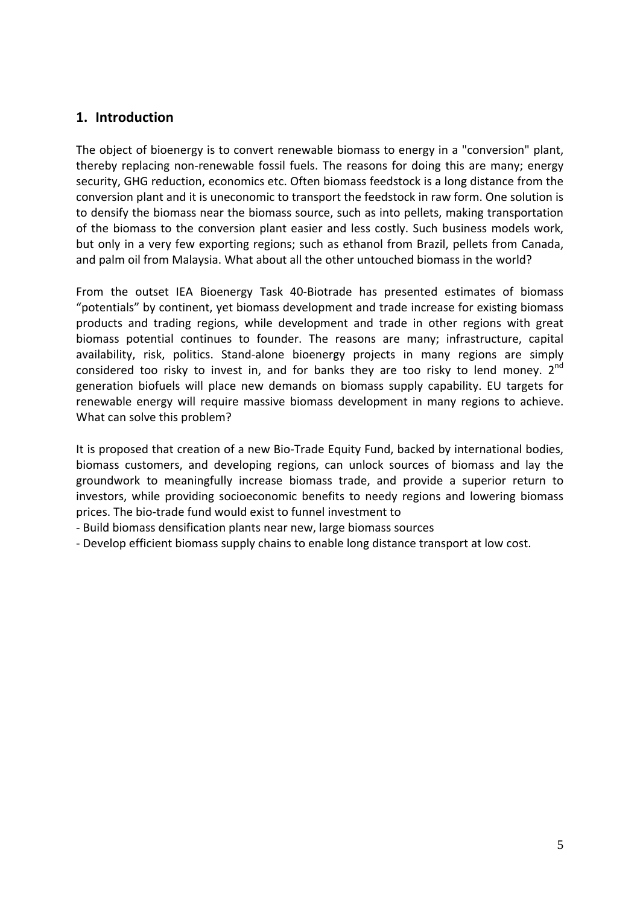## 1. Introduction

The object of bioenergy is to convert renewable biomass to energy in a "conversion" plant, thereby replacing non-renewable fossil fuels. The reasons for doing this are many; energy security, GHG reduction, economics etc. Often biomass feedstock is a long distance from the conversion plant and it is uneconomic to transport the feedstock in raw form. One solution is to densify the biomass near the biomass source, such as into pellets, making transportation of the biomass to the conversion plant easier and less costly. Such business models work, but only in a very few exporting regions; such as ethanol from Brazil, pellets from Canada, and palm oil from Malaysia. What about all the other untouched biomass in the world?

From the outset IEA Bioenergy Task 40-Biotrade has presented estimates of biomass “potentials” by continent, yet biomass development and trade increase for existing biomass products and trading regions, while development and trade in other regions with great biomass potential continues to founder. The reasons are many; infrastructure, capital availability, risk, politics. Stand-alone bioenergy projects in many regions are simply considered too risky to invest in, and for banks they are too risky to lend money. 2nd generation biofuels will place new demands on biomass supply capability. EU targets for renewable energy will require massive biomass development in many regions to achieve. What can solve this problem?

It is proposed that creation of a new Bio-Trade Equity Fund, backed by international bodies, biomass customers, and developing regions, can unlock sources of biomass and lay the groundwork to meaningfully increase biomass trade, and provide a superior return to investors, while providing socioeconomic benefits to needy regions and lowering biomass prices. The bio-trade fund would exist to funnel investment to

- Build biomass densification plants near new, large biomass sources
- Develop efficient biomass supply chains to enable long distance transport at low cost.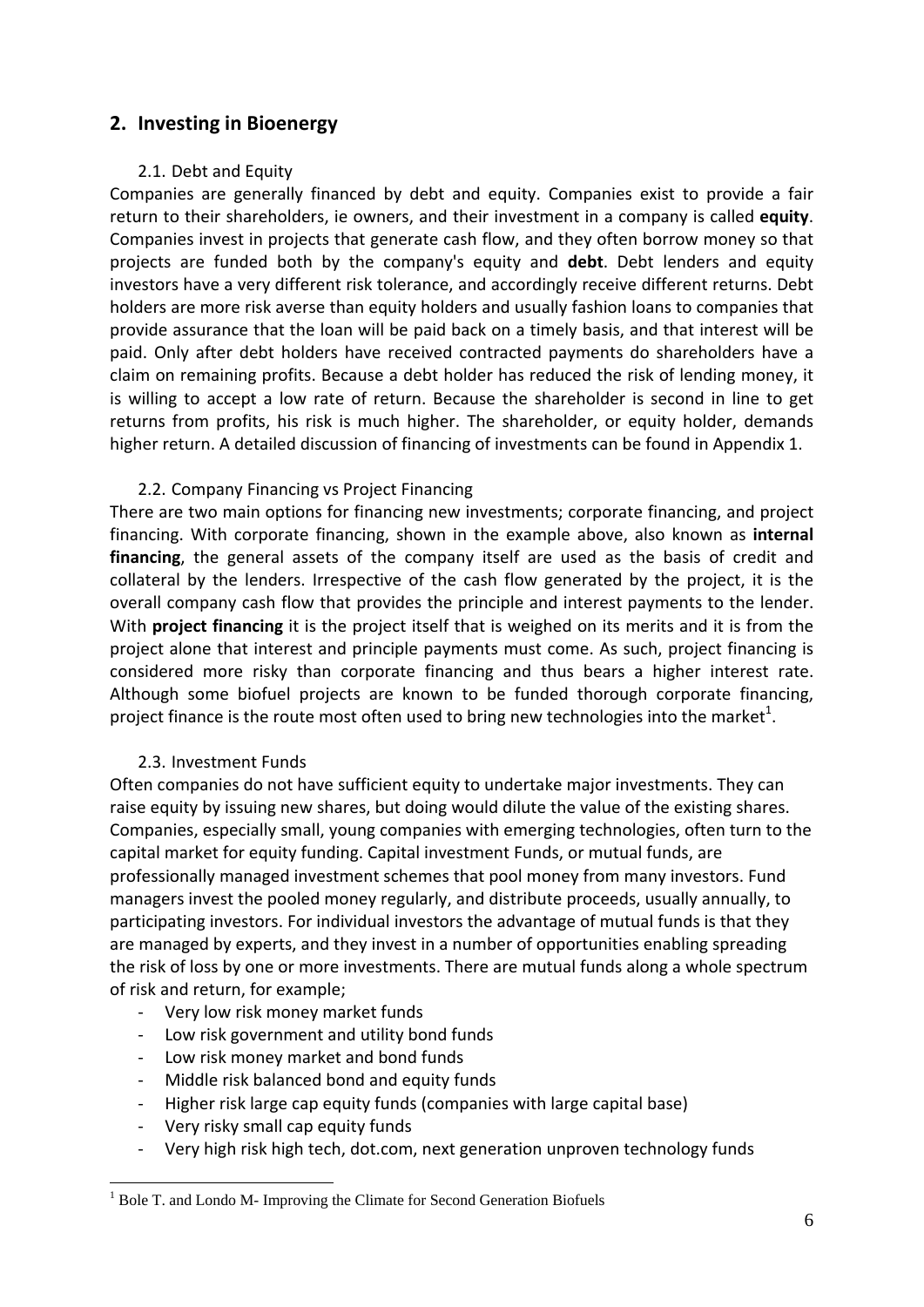## 2. Investing in Bioenergy

### 2.1. Debt and Equity

Companies are generally financed by debt and equity. Companies exist to provide a fair return to their shareholders, ie owners, and their investment in a company is called **equity**. Companies invest in projects that generate cash flow, and they often borrow money so that projects are funded both by the company's equity and **debt**. Debt lenders and equity investors have a very different risk tolerance, and accordingly receive different returns. Debt holders are more risk averse than equity holders and usually fashion loans to companies that provide assurance that the loan will be paid back on a timely basis, and that interest will be paid. Only after debt holders have received contracted payments do shareholders have a claim on remaining profits. Because a debt holder has reduced the risk of lending money, it is willing to accept a low rate of return. Because the shareholder is second in line to get returns from profits, his risk is much higher. The shareholder, or equity holder, demands higher return. A detailed discussion of financing of investments can be found in Appendix 1.

### 2.2. Company Financing vs Project Financing

There are two main options for financing new investments; corporate financing, and project financing. With corporate financing, shown in the example above, also known as **internal financing**, the general assets of the company itself are used as the basis of credit and collateral by the lenders. Irrespective of the cash flow generated by the project, it is the overall company cash flow that provides the principle and interest payments to the lender. With **project financing** it is the project itself that is weighed on its merits and it is from the project alone that interest and principle payments must come. As such, project financing is considered more risky than corporate financing and thus bears a higher interest rate. Although some biofuel projects are known to be funded thorough corporate financing, project finance is the route most often used to bring new technologies into the market[1].

### 2.3. Investment Funds

Often companies do not have sufficient equity to undertake major investments. They can raise equity by issuing new shares, but doing would dilute the value of the existing shares. Companies, especially small, young companies with emerging technologies, often turn to the capital market for equity funding. Capital investment Funds, or mutual funds, are professionally managed investment schemes that pool money from many investors. Fund managers invest the pooled money regularly, and distribute proceeds, usually annually, to participating investors. For individual investors the advantage of mutual funds is that they are managed by experts, and they invest in a number of opportunities enabling spreading the risk of loss by one or more investments. There are mutual funds along a whole spectrum of risk and return, for example;

- Very low risk money market funds
- Low risk government and utility bond funds
- Low risk money market and bond funds
- Middle risk balanced bond and equity funds
- Higher risk large cap equity funds (companies with large capital base)
- Very risky small cap equity funds
- Very high risk high tech, dot.com, next generation unproven technology funds

[1] Bole T. and Londo M- Improving the Climate for Second Generation Biofuels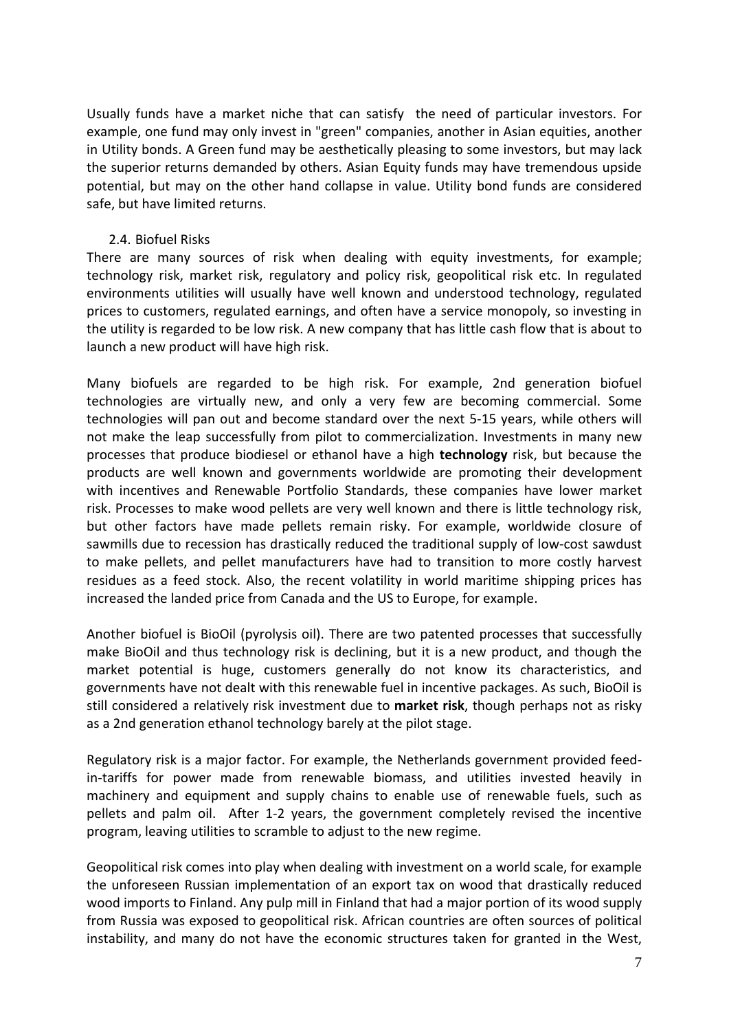Usually funds have a market niche that can satisfy the need of particular investors. For example, one fund may only invest in "green" companies, another in Asian equities, another in Utility bonds. A Green fund may be aesthetically pleasing to some investors, but may lack the superior returns demanded by others. Asian Equity funds may have tremendous upside potential, but may on the other hand collapse in value. Utility bond funds are considered safe, but have limited returns.

### 2.4. Biofuel Risks

There are many sources of risk when dealing with equity investments, for example; technology risk, market risk, regulatory and policy risk, geopolitical risk etc. In regulated environments utilities will usually have well known and understood technology, regulated prices to customers, regulated earnings, and often have a service monopoly, so investing in the utility is regarded to be low risk. A new company that has little cash flow that is about to launch a new product will have high risk.

Many biofuels are regarded to be high risk. For example, 2nd generation biofuel technologies are virtually new, and only a very few are becoming commercial. Some technologies will pan out and become standard over the next 5-15 years, while others will not make the leap successfully from pilot to commercialization. Investments in many new processes that produce biodiesel or ethanol have a high **technology** risk, but because the products are well known and governments worldwide are promoting their development with incentives and Renewable Portfolio Standards, these companies have lower market risk. Processes to make wood pellets are very well known and there is little technology risk, but other factors have made pellets remain risky. For example, worldwide closure of sawmills due to recession has drastically reduced the traditional supply of low-cost sawdust to make pellets, and pellet manufacturers have had to transition to more costly harvest residues as a feed stock. Also, the recent volatility in world maritime shipping prices has increased the landed price from Canada and the US to Europe, for example.

Another biofuel is BioOil (pyrolysis oil). There are two patented processes that successfully make BioOil and thus technology risk is declining, but it is a new product, and though the market potential is huge, customers generally do not know its characteristics, and governments have not dealt with this renewable fuel in incentive packages. As such, BioOil is still considered a relatively risk investment due to **market risk**, though perhaps not as risky as a 2nd generation ethanol technology barely at the pilot stage.

Regulatory risk is a major factor. For example, the Netherlands government provided feed-in-tariffs for power made from renewable biomass, and utilities invested heavily in machinery and equipment and supply chains to enable use of renewable fuels, such as pellets and palm oil. After 1-2 years, the government completely revised the incentive program, leaving utilities to scramble to adjust to the new regime.

Geopolitical risk comes into play when dealing with investment on a world scale, for example the unforeseen Russian implementation of an export tax on wood that drastically reduced wood imports to Finland. Any pulp mill in Finland that had a major portion of its wood supply from Russia was exposed to geopolitical risk. African countries are often sources of political instability, and many do not have the economic structures taken for granted in the West,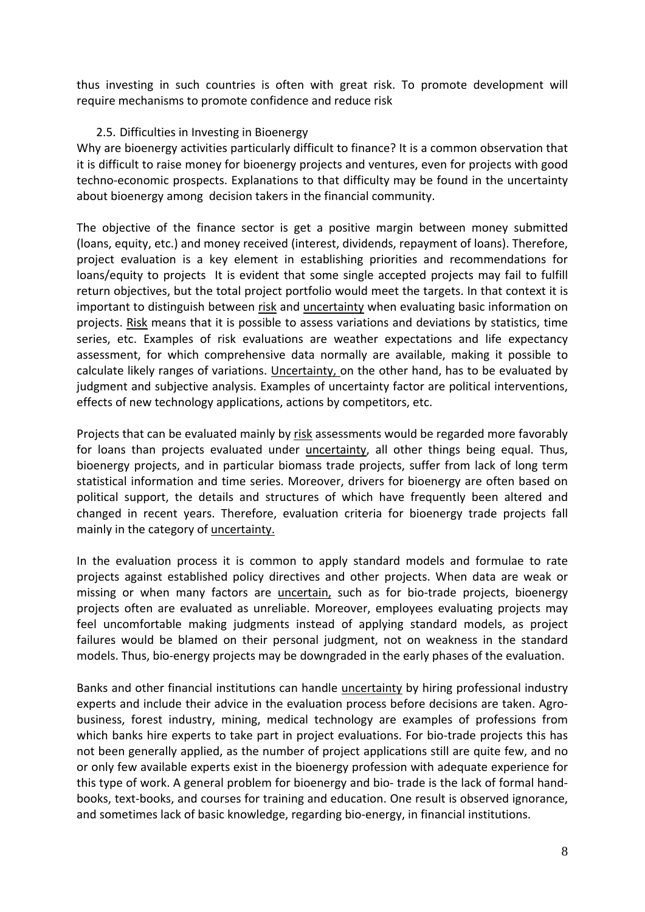thus investing in such countries is often with great risk. To promote development will require mechanisms to promote confidence and reduce risk

## 2.5. Difficulties in Investing in Bioenergy

Why are bioenergy activities particularly difficult to finance? It is a common observation that it is difficult to raise money for bioenergy projects and ventures, even for projects with good techno-economic prospects. Explanations to that difficulty may be found in the uncertainty about bioenergy among decision takers in the financial community.

The objective of the finance sector is get a positive margin between money submitted (loans, equity, etc.) and money received (interest, dividends, repayment of loans). Therefore, project evaluation is a key element in establishing priorities and recommendations for loans/equity to projects It is evident that some single accepted projects may fail to fulfill return objectives, but the total project portfolio would meet the targets. In that context it is important to distinguish between <u>risk</u> and <u>uncertainty</u> when evaluating basic information on projects. <u>Risk</u> means that it is possible to assess variations and deviations by statistics, time series, etc. Examples of risk evaluations are weather expectations and life expectancy assessment, for which comprehensive data normally are available, making it possible to calculate likely ranges of variations. <u>Uncertainty,</u> on the other hand, has to be evaluated by judgment and subjective analysis. Examples of uncertainty factor are political interventions, effects of new technology applications, actions by competitors, etc.

Projects that can be evaluated mainly by <u>risk</u> assessments would be regarded more favorably for loans than projects evaluated under <u>uncertainty</u>, all other things being equal. Thus, bioenergy projects, and in particular biomass trade projects, suffer from lack of long term statistical information and time series. Moreover, drivers for bioenergy are often based on political support, the details and structures of which have frequently been altered and changed in recent years. Therefore, evaluation criteria for bioenergy trade projects fall mainly in the category of <u>uncertainty.</u>

In the evaluation process it is common to apply standard models and formulae to rate projects against established policy directives and other projects. When data are weak or missing or when many factors are <u>uncertain,</u> such as for bio-trade projects, bioenergy projects often are evaluated as unreliable. Moreover, employees evaluating projects may feel uncomfortable making judgments instead of applying standard models, as project failures would be blamed on their personal judgment, not on weakness in the standard models. Thus, bio-energy projects may be downgraded in the early phases of the evaluation.

Banks and other financial institutions can handle <u>uncertainty</u> by hiring professional industry experts and include their advice in the evaluation process before decisions are taken. Agro-business, forest industry, mining, medical technology are examples of professions from which banks hire experts to take part in project evaluations. For bio-trade projects this has not been generally applied, as the number of project applications still are quite few, and no or only few available experts exist in the bioenergy profession with adequate experience for this type of work. A general problem for bioenergy and bio- trade is the lack of formal hand-books, text-books, and courses for training and education. One result is observed ignorance, and sometimes lack of basic knowledge, regarding bio-energy, in financial institutions.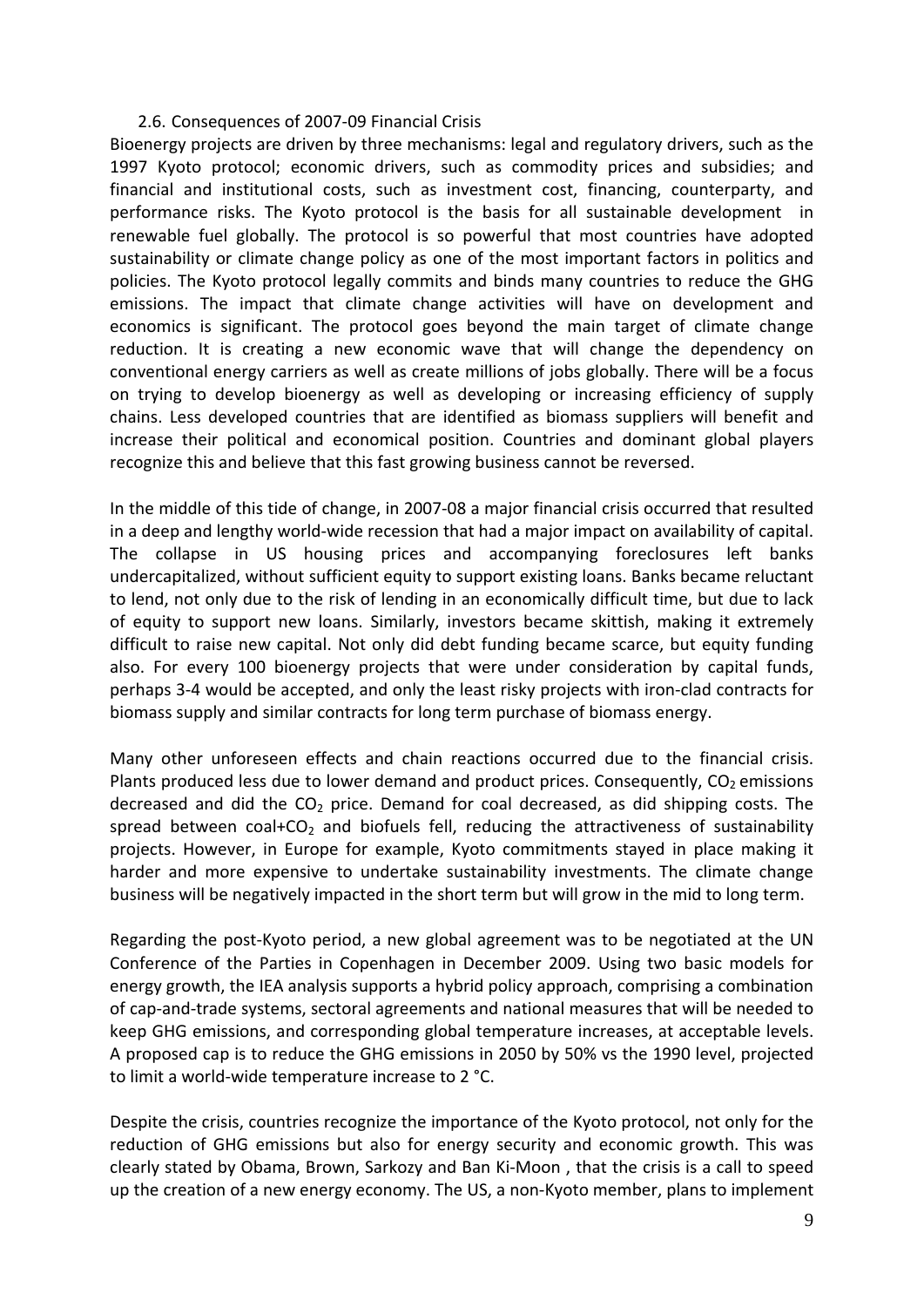## 2.6. Consequences of 2007-09 Financial Crisis

Bioenergy projects are driven by three mechanisms: legal and regulatory drivers, such as the 1997 Kyoto protocol; economic drivers, such as commodity prices and subsidies; and financial and institutional costs, such as investment cost, financing, counterparty, and performance risks. The Kyoto protocol is the basis for all sustainable development in renewable fuel globally. The protocol is so powerful that most countries have adopted sustainability or climate change policy as one of the most important factors in politics and policies. The Kyoto protocol legally commits and binds many countries to reduce the GHG emissions. The impact that climate change activities will have on development and economics is significant. The protocol goes beyond the main target of climate change reduction. It is creating a new economic wave that will change the dependency on conventional energy carriers as well as create millions of jobs globally. There will be a focus on trying to develop bioenergy as well as developing or increasing efficiency of supply chains. Less developed countries that are identified as biomass suppliers will benefit and increase their political and economical position. Countries and dominant global players recognize this and believe that this fast growing business cannot be reversed.

In the middle of this tide of change, in 2007-08 a major financial crisis occurred that resulted in a deep and lengthy world-wide recession that had a major impact on availability of capital. The collapse in US housing prices and accompanying foreclosures left banks undercapitalized, without sufficient equity to support existing loans. Banks became reluctant to lend, not only due to the risk of lending in an economically difficult time, but due to lack of equity to support new loans. Similarly, investors became skittish, making it extremely difficult to raise new capital. Not only did debt funding became scarce, but equity funding also. For every 100 bioenergy projects that were under consideration by capital funds, perhaps 3-4 would be accepted, and only the least risky projects with iron-clad contracts for biomass supply and similar contracts for long term purchase of biomass energy.

Many other unforeseen effects and chain reactions occurred due to the financial crisis. Plants produced less due to lower demand and product prices. Consequently, $CO_2$ emissions decreased and did the $CO_2$ price. Demand for coal decreased, as did shipping costs. The spread between coal+$CO_2$ and biofuels fell, reducing the attractiveness of sustainability projects. However, in Europe for example, Kyoto commitments stayed in place making it harder and more expensive to undertake sustainability investments. The climate change business will be negatively impacted in the short term but will grow in the mid to long term.

Regarding the post-Kyoto period, a new global agreement was to be negotiated at the UN Conference of the Parties in Copenhagen in December 2009. Using two basic models for energy growth, the IEA analysis supports a hybrid policy approach, comprising a combination of cap-and-trade systems, sectoral agreements and national measures that will be needed to keep GHG emissions, and corresponding global temperature increases, at acceptable levels. A proposed cap is to reduce the GHG emissions in 2050 by 50% vs the 1990 level, projected to limit a world-wide temperature increase to 2 °C.

Despite the crisis, countries recognize the importance of the Kyoto protocol, not only for the reduction of GHG emissions but also for energy security and economic growth. This was clearly stated by Obama, Brown, Sarkozy and Ban Ki-Moon , that the crisis is a call to speed up the creation of a new energy economy. The US, a non-Kyoto member, plans to implement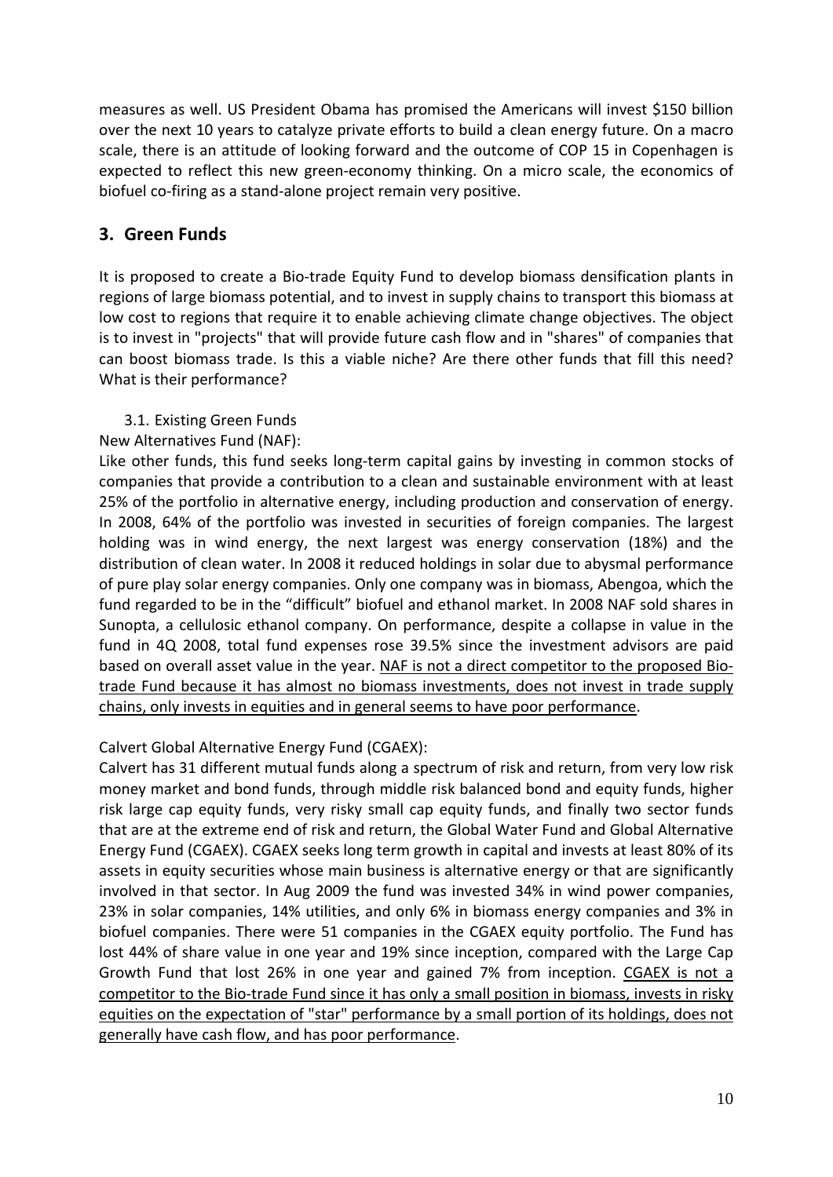measures as well. US President Obama has promised the Americans will invest $150 billion over the next 10 years to catalyze private efforts to build a clean energy future. On a macro scale, there is an attitude of looking forward and the outcome of COP 15 in Copenhagen is expected to reflect this new green-economy thinking. On a micro scale, the economics of biofuel co-firing as a stand-alone project remain very positive.

## 3. Green Funds

It is proposed to create a Bio-trade Equity Fund to develop biomass densification plants in regions of large biomass potential, and to invest in supply chains to transport this biomass at low cost to regions that require it to enable achieving climate change objectives. The object is to invest in "projects" that will provide future cash flow and in "shares" of companies that can boost biomass trade. Is this a viable niche? Are there other funds that fill this need? What is their performance?

### 3.1. Existing Green Funds

New Alternatives Fund (NAF):

Like other funds, this fund seeks long-term capital gains by investing in common stocks of companies that provide a contribution to a clean and sustainable environment with at least 25% of the portfolio in alternative energy, including production and conservation of energy. In 2008, 64% of the portfolio was invested in securities of foreign companies. The largest holding was in wind energy, the next largest was energy conservation (18%) and the distribution of clean water. In 2008 it reduced holdings in solar due to abysmal performance of pure play solar energy companies. Only one company was in biomass, Abengoa, which the fund regarded to be in the "difficult" biofuel and ethanol market. In 2008 NAF sold shares in Sunopta, a cellulosic ethanol company. On performance, despite a collapse in value in the fund in 4Q 2008, total fund expenses rose 39.5% since the investment advisors are paid based on overall asset value in the year. <u>NAF is not a direct competitor to the proposed Bio-trade Fund because it has almost no biomass investments, does not invest in trade supply chains, only invests in equities and in general seems to have poor performance</u>.

Calvert Global Alternative Energy Fund (CGAEX):

Calvert has 31 different mutual funds along a spectrum of risk and return, from very low risk money market and bond funds, through middle risk balanced bond and equity funds, higher risk large cap equity funds, very risky small cap equity funds, and finally two sector funds that are at the extreme end of risk and return, the Global Water Fund and Global Alternative Energy Fund (CGAEX). CGAEX seeks long term growth in capital and invests at least 80% of its assets in equity securities whose main business is alternative energy or that are significantly involved in that sector. In Aug 2009 the fund was invested 34% in wind power companies, 23% in solar companies, 14% utilities, and only 6% in biomass energy companies and 3% in biofuel companies. There were 51 companies in the CGAEX equity portfolio. The Fund has lost 44% of share value in one year and 19% since inception, compared with the Large Cap Growth Fund that lost 26% in one year and gained 7% from inception. <u>CGAEX is not a competitor to the Bio-trade Fund since it has only a small position in biomass, invests in risky equities on the expectation of "star" performance by a small portion of its holdings, does not generally have cash flow, and has poor performance</u>.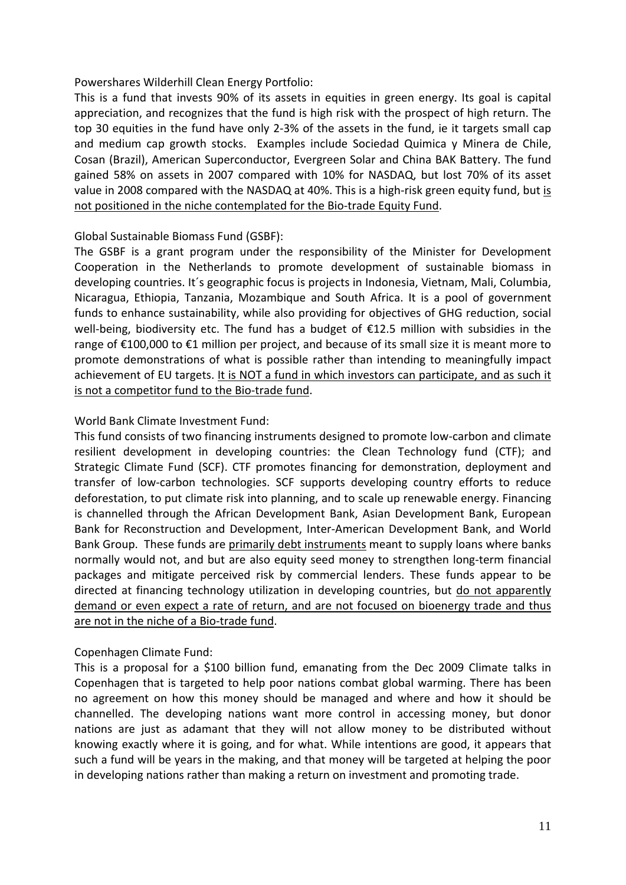Powershares Wilderhill Clean Energy Portfolio:

This is a fund that invests 90% of its assets in equities in green energy. Its goal is capital appreciation, and recognizes that the fund is high risk with the prospect of high return. The top 30 equities in the fund have only 2-3% of the assets in the fund, ie it targets small cap and medium cap growth stocks. Examples include Sociedad Quimica y Minera de Chile, Cosan (Brazil), American Superconductor, Evergreen Solar and China BAK Battery. The fund gained 58% on assets in 2007 compared with 10% for NASDAQ, but lost 70% of its asset value in 2008 compared with the NASDAQ at 40%. This is a high-risk green equity fund, but <u>is not positioned in the niche contemplated for the Bio-trade Equity Fund</u>.

Global Sustainable Biomass Fund (GSBF):

The GSBF is a grant program under the responsibility of the Minister for Development Cooperation in the Netherlands to promote development of sustainable biomass in developing countries. It´s geographic focus is projects in Indonesia, Vietnam, Mali, Columbia, Nicaragua, Ethiopia, Tanzania, Mozambique and South Africa. It is a pool of government funds to enhance sustainability, while also providing for objectives of GHG reduction, social well-being, biodiversity etc. The fund has a budget of €12.5 million with subsidies in the range of €100,000 to €1 million per project, and because of its small size it is meant more to promote demonstrations of what is possible rather than intending to meaningfully impact achievement of EU targets. <u>It is NOT a fund in which investors can participate, and as such it is not a competitor fund to the Bio-trade fund</u>.

World Bank Climate Investment Fund:

This fund consists of two financing instruments designed to promote low-carbon and climate resilient development in developing countries: the Clean Technology fund (CTF); and Strategic Climate Fund (SCF). CTF promotes financing for demonstration, deployment and transfer of low-carbon technologies. SCF supports developing country efforts to reduce deforestation, to put climate risk into planning, and to scale up renewable energy. Financing is channelled through the African Development Bank, Asian Development Bank, European Bank for Reconstruction and Development, Inter-American Development Bank, and World Bank Group. These funds are <u>primarily debt instruments</u> meant to supply loans where banks normally would not, and but are also equity seed money to strengthen long-term financial packages and mitigate perceived risk by commercial lenders. These funds appear to be directed at financing technology utilization in developing countries, but <u>do not apparently demand or even expect a rate of return, and are not focused on bioenergy trade and thus are not in the niche of a Bio-trade fund</u>.

Copenhagen Climate Fund:

This is a proposal for a $100 billion fund, emanating from the Dec 2009 Climate talks in Copenhagen that is targeted to help poor nations combat global warming. There has been no agreement on how this money should be managed and where and how it should be channelled. The developing nations want more control in accessing money, but donor nations are just as adamant that they will not allow money to be distributed without knowing exactly where it is going, and for what. While intentions are good, it appears that such a fund will be years in the making, and that money will be targeted at helping the poor in developing nations rather than making a return on investment and promoting trade.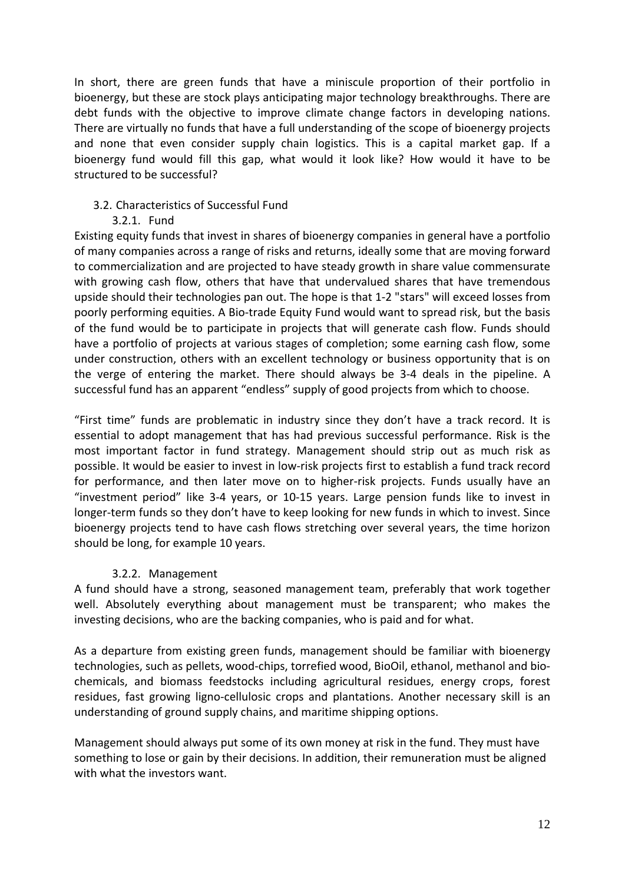In short, there are green funds that have a miniscule proportion of their portfolio in bioenergy, but these are stock plays anticipating major technology breakthroughs. There are debt funds with the objective to improve climate change factors in developing nations. There are virtually no funds that have a full understanding of the scope of bioenergy projects and none that even consider supply chain logistics. This is a capital market gap. If a bioenergy fund would fill this gap, what would it look like? How would it have to be structured to be successful?

## 3.2. Characteristics of Successful Fund

### 3.2.1. Fund

Existing equity funds that invest in shares of bioenergy companies in general have a portfolio of many companies across a range of risks and returns, ideally some that are moving forward to commercialization and are projected to have steady growth in share value commensurate with growing cash flow, others that have that undervalued shares that have tremendous upside should their technologies pan out. The hope is that 1-2 "stars" will exceed losses from poorly performing equities. A Bio-trade Equity Fund would want to spread risk, but the basis of the fund would be to participate in projects that will generate cash flow. Funds should have a portfolio of projects at various stages of completion; some earning cash flow, some under construction, others with an excellent technology or business opportunity that is on the verge of entering the market. There should always be 3-4 deals in the pipeline. A successful fund has an apparent "endless" supply of good projects from which to choose.

"First time" funds are problematic in industry since they don't have a track record. It is essential to adopt management that has had previous successful performance. Risk is the most important factor in fund strategy. Management should strip out as much risk as possible. It would be easier to invest in low-risk projects first to establish a fund track record for performance, and then later move on to higher-risk projects. Funds usually have an "investment period" like 3-4 years, or 10-15 years. Large pension funds like to invest in longer-term funds so they don't have to keep looking for new funds in which to invest. Since bioenergy projects tend to have cash flows stretching over several years, the time horizon should be long, for example 10 years.

### 3.2.2. Management

A fund should have a strong, seasoned management team, preferably that work together well. Absolutely everything about management must be transparent; who makes the investing decisions, who are the backing companies, who is paid and for what.

As a departure from existing green funds, management should be familiar with bioenergy technologies, such as pellets, wood-chips, torrefied wood, BioOil, ethanol, methanol and bio-chemicals, and biomass feedstocks including agricultural residues, energy crops, forest residues, fast growing ligno-cellulosic crops and plantations. Another necessary skill is an understanding of ground supply chains, and maritime shipping options.

Management should always put some of its own money at risk in the fund. They must have something to lose or gain by their decisions. In addition, their remuneration must be aligned with what the investors want.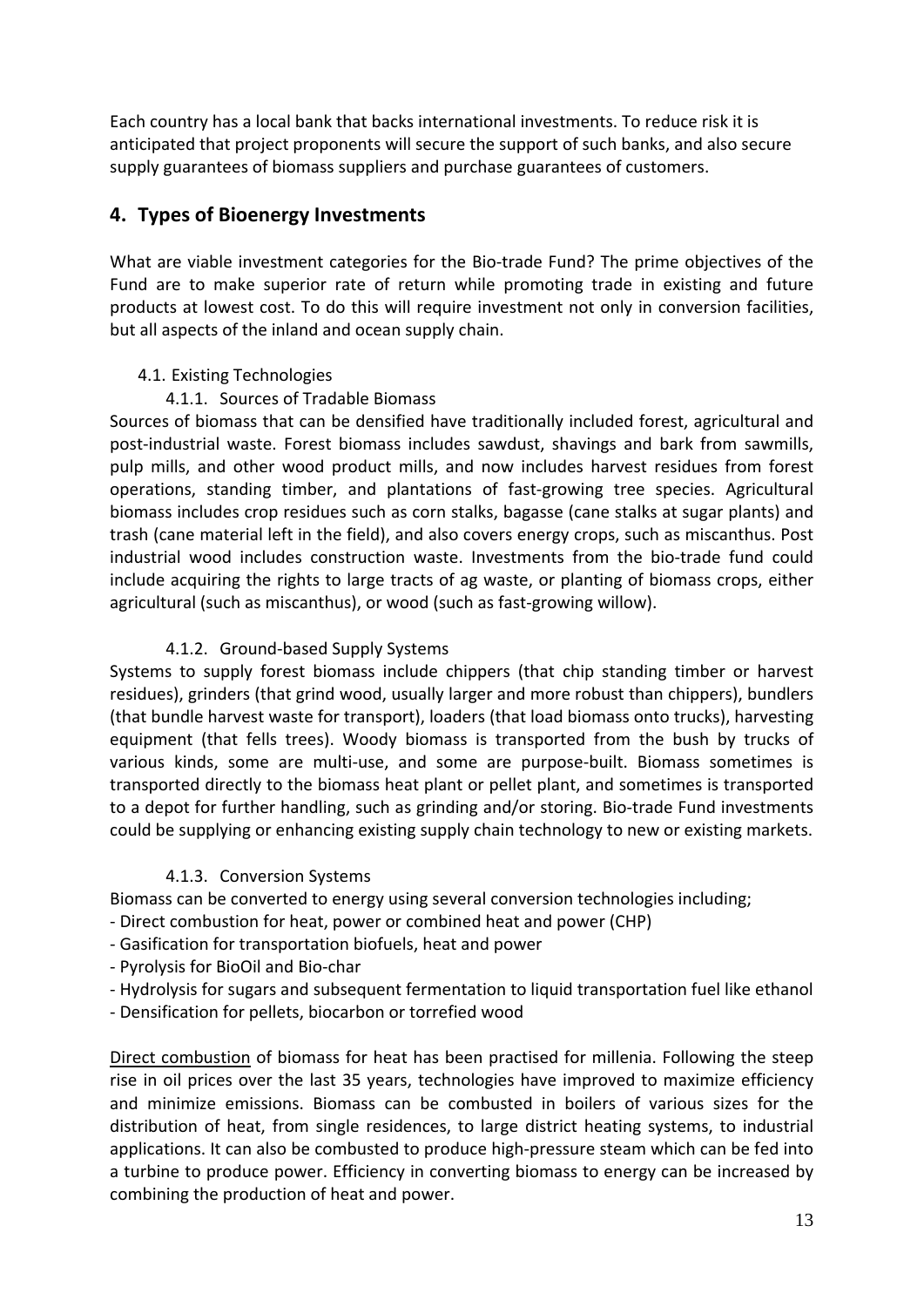Each country has a local bank that backs international investments. To reduce risk it is anticipated that project proponents will secure the support of such banks, and also secure supply guarantees of biomass suppliers and purchase guarantees of customers.

## 4. Types of Bioenergy Investments

What are viable investment categories for the Bio-trade Fund? The prime objectives of the Fund are to make superior rate of return while promoting trade in existing and future products at lowest cost. To do this will require investment not only in conversion facilities, but all aspects of the inland and ocean supply chain.

### 4.1. Existing Technologies

#### 4.1.1. Sources of Tradable Biomass

Sources of biomass that can be densified have traditionally included forest, agricultural and post-industrial waste. Forest biomass includes sawdust, shavings and bark from sawmills, pulp mills, and other wood product mills, and now includes harvest residues from forest operations, standing timber, and plantations of fast-growing tree species. Agricultural biomass includes crop residues such as corn stalks, bagasse (cane stalks at sugar plants) and trash (cane material left in the field), and also covers energy crops, such as miscanthus. Post industrial wood includes construction waste. Investments from the bio-trade fund could include acquiring the rights to large tracts of ag waste, or planting of biomass crops, either agricultural (such as miscanthus), or wood (such as fast-growing willow).

#### 4.1.2. Ground-based Supply Systems

Systems to supply forest biomass include chippers (that chip standing timber or harvest residues), grinders (that grind wood, usually larger and more robust than chippers), bundlers (that bundle harvest waste for transport), loaders (that load biomass onto trucks), harvesting equipment (that fells trees). Woody biomass is transported from the bush by trucks of various kinds, some are multi-use, and some are purpose-built. Biomass sometimes is transported directly to the biomass heat plant or pellet plant, and sometimes is transported to a depot for further handling, such as grinding and/or storing. Bio-trade Fund investments could be supplying or enhancing existing supply chain technology to new or existing markets.

#### 4.1.3. Conversion Systems

Biomass can be converted to energy using several conversion technologies including;

- Direct combustion for heat, power or combined heat and power (CHP)
- Gasification for transportation biofuels, heat and power
- Pyrolysis for BioOil and Bio-char
- Hydrolysis for sugars and subsequent fermentation to liquid transportation fuel like ethanol
- Densification for pellets, biocarbon or torrefied wood

Direct combustion of biomass for heat has been practised for millenia. Following the steep rise in oil prices over the last 35 years, technologies have improved to maximize efficiency and minimize emissions. Biomass can be combusted in boilers of various sizes for the distribution of heat, from single residences, to large district heating systems, to industrial applications. It can also be combusted to produce high-pressure steam which can be fed into a turbine to produce power. Efficiency in converting biomass to energy can be increased by combining the production of heat and power.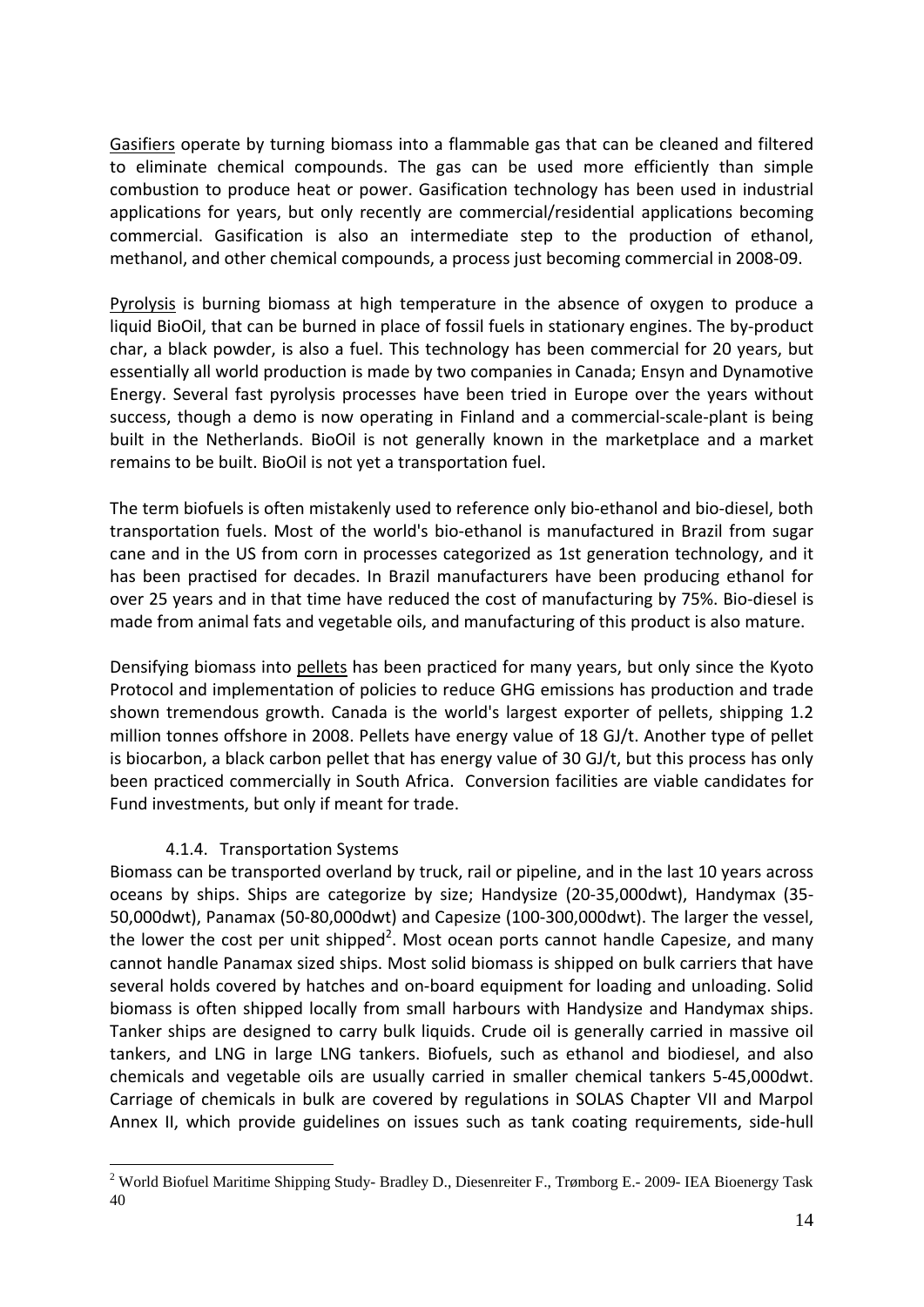Gasifiers operate by turning biomass into a flammable gas that can be cleaned and filtered to eliminate chemical compounds. The gas can be used more efficiently than simple combustion to produce heat or power. Gasification technology has been used in industrial applications for years, but only recently are commercial/residential applications becoming commercial. Gasification is also an intermediate step to the production of ethanol, methanol, and other chemical compounds, a process just becoming commercial in 2008-09.

Pyrolysis is burning biomass at high temperature in the absence of oxygen to produce a liquid BioOil, that can be burned in place of fossil fuels in stationary engines. The by-product char, a black powder, is also a fuel. This technology has been commercial for 20 years, but essentially all world production is made by two companies in Canada; Ensyn and Dynamotive Energy. Several fast pyrolysis processes have been tried in Europe over the years without success, though a demo is now operating in Finland and a commercial-scale-plant is being built in the Netherlands. BioOil is not generally known in the marketplace and a market remains to be built. BioOil is not yet a transportation fuel.

The term biofuels is often mistakenly used to reference only bio-ethanol and bio-diesel, both transportation fuels. Most of the world's bio-ethanol is manufactured in Brazil from sugar cane and in the US from corn in processes categorized as 1st generation technology, and it has been practised for decades. In Brazil manufacturers have been producing ethanol for over 25 years and in that time have reduced the cost of manufacturing by 75%. Bio-diesel is made from animal fats and vegetable oils, and manufacturing of this product is also mature.

Densifying biomass into pellets has been practiced for many years, but only since the Kyoto Protocol and implementation of policies to reduce GHG emissions has production and trade shown tremendous growth. Canada is the world's largest exporter of pellets, shipping 1.2 million tonnes offshore in 2008. Pellets have energy value of 18 GJ/t. Another type of pellet is biocarbon, a black carbon pellet that has energy value of 30 GJ/t, but this process has only been practiced commercially in South Africa. Conversion facilities are viable candidates for Fund investments, but only if meant for trade.

#### 4.1.4. Transportation Systems

Biomass can be transported overland by truck, rail or pipeline, and in the last 10 years across oceans by ships. Ships are categorize by size; Handysize (20-35,000dwt), Handymax (35-50,000dwt), Panamax (50-80,000dwt) and Capesize (100-300,000dwt). The larger the vessel, the lower the cost per unit shipped[2]. Most ocean ports cannot handle Capesize, and many cannot handle Panamax sized ships. Most solid biomass is shipped on bulk carriers that have several holds covered by hatches and on-board equipment for loading and unloading. Solid biomass is often shipped locally from small harbours with Handysize and Handymax ships. Tanker ships are designed to carry bulk liquids. Crude oil is generally carried in massive oil tankers, and LNG in large LNG tankers. Biofuels, such as ethanol and biodiesel, and also chemicals and vegetable oils are usually carried in smaller chemical tankers 5-45,000dwt. Carriage of chemicals in bulk are covered by regulations in SOLAS Chapter VII and Marpol Annex II, which provide guidelines on issues such as tank coating requirements, side-hull

[2] World Biofuel Maritime Shipping Study- Bradley D., Diesenreiter F., Trømborg E.- 2009- IEA Bioenergy Task 40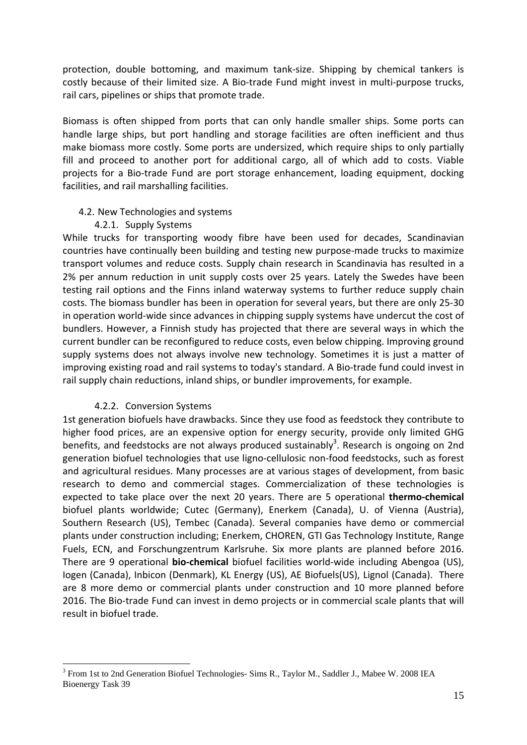protection, double bottoming, and maximum tank-size. Shipping by chemical tankers is costly because of their limited size. A Bio-trade Fund might invest in multi-purpose trucks, rail cars, pipelines or ships that promote trade.

Biomass is often shipped from ports that can only handle smaller ships. Some ports can handle large ships, but port handling and storage facilities are often inefficient and thus make biomass more costly. Some ports are undersized, which require ships to only partially fill and proceed to another port for additional cargo, all of which add to costs. Viable projects for a Bio-trade Fund are port storage enhancement, loading equipment, docking facilities, and rail marshalling facilities.

## 4.2. New Technologies and systems

### 4.2.1. Supply Systems

While trucks for transporting woody fibre have been used for decades, Scandinavian countries have continually been building and testing new purpose-made trucks to maximize transport volumes and reduce costs. Supply chain research in Scandinavia has resulted in a 2% per annum reduction in unit supply costs over 25 years. Lately the Swedes have been testing rail options and the Finns inland waterway systems to further reduce supply chain costs. The biomass bundler has been in operation for several years, but there are only 25-30 in operation world-wide since advances in chipping supply systems have undercut the cost of bundlers. However, a Finnish study has projected that there are several ways in which the current bundler can be reconfigured to reduce costs, even below chipping. Improving ground supply systems does not always involve new technology. Sometimes it is just a matter of improving existing road and rail systems to today's standard. A Bio-trade fund could invest in rail supply chain reductions, inland ships, or bundler improvements, for example.

### 4.2.2. Conversion Systems

1st generation biofuels have drawbacks. Since they use food as feedstock they contribute to higher food prices, are an expensive option for energy security, provide only limited GHG benefits, and feedstocks are not always produced sustainably[3]. Research is ongoing on 2nd generation biofuel technologies that use ligno-cellulosic non-food feedstocks, such as forest and agricultural residues. Many processes are at various stages of development, from basic research to demo and commercial stages. Commercialization of these technologies is expected to take place over the next 20 years. There are 5 operational **thermo-chemical** biofuel plants worldwide; Cutec (Germany), Enerkem (Canada), U. of Vienna (Austria), Southern Research (US), Tembec (Canada). Several companies have demo or commercial plants under construction including; Enerkem, CHOREN, GTI Gas Technology Institute, Range Fuels, ECN, and Forschungzentrum Karlsruhe. Six more plants are planned before 2016. There are 9 operational **bio-chemical** biofuel facilities world-wide including Abengoa (US), Iogen (Canada), Inbicon (Denmark), KL Energy (US), AE Biofuels(US), Lignol (Canada). There are 8 more demo or commercial plants under construction and 10 more planned before 2016. The Bio-trade Fund can invest in demo projects or in commercial scale plants that will result in biofuel trade.

---

[3] From 1st to 2nd Generation Biofuel Technologies- Sims R., Taylor M., Saddler J., Mabee W. 2008 IEA Bioenergy Task 39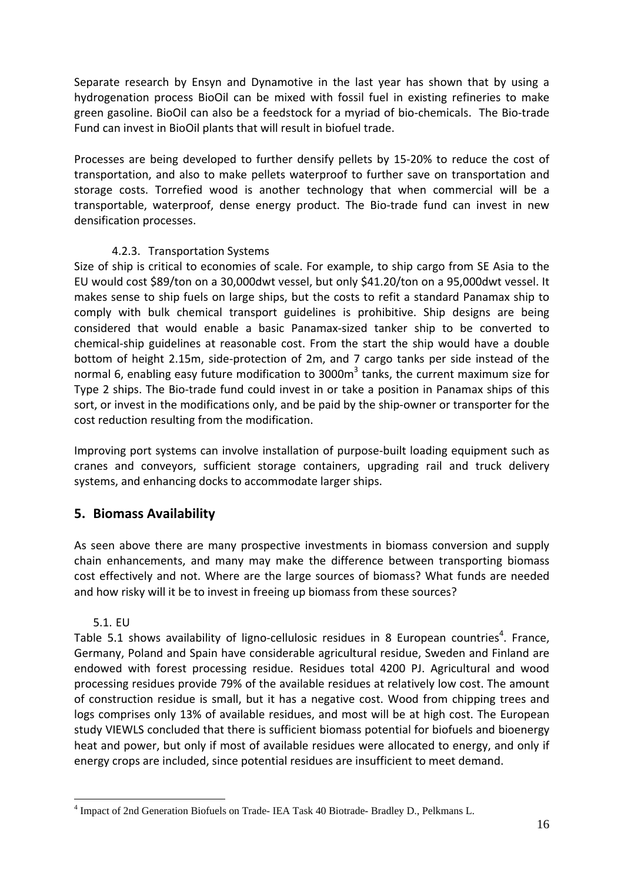Separate research by Ensyn and Dynamotive in the last year has shown that by using a hydrogenation process BioOil can be mixed with fossil fuel in existing refineries to make green gasoline. BioOil can also be a feedstock for a myriad of bio-chemicals. The Bio-trade Fund can invest in BioOil plants that will result in biofuel trade.

Processes are being developed to further densify pellets by 15-20% to reduce the cost of transportation, and also to make pellets waterproof to further save on transportation and storage costs. Torrefied wood is another technology that when commercial will be a transportable, waterproof, dense energy product. The Bio-trade fund can invest in new densification processes.

#### 4.2.3. Transportation Systems

Size of ship is critical to economies of scale. For example, to ship cargo from SE Asia to the EU would cost \$89/ton on a 30,000dwt vessel, but only \$41.20/ton on a 95,000dwt vessel. It makes sense to ship fuels on large ships, but the costs to refit a standard Panamax ship to comply with bulk chemical transport guidelines is prohibitive. Ship designs are being considered that would enable a basic Panamax-sized tanker ship to be converted to chemical-ship guidelines at reasonable cost. From the start the ship would have a double bottom of height 2.15m, side-protection of 2m, and 7 cargo tanks per side instead of the normal 6, enabling easy future modification to 3000m$^3$ tanks, the current maximum size for Type 2 ships. The Bio-trade fund could invest in or take a position in Panamax ships of this sort, or invest in the modifications only, and be paid by the ship-owner or transporter for the cost reduction resulting from the modification.

Improving port systems can involve installation of purpose-built loading equipment such as cranes and conveyors, sufficient storage containers, upgrading rail and truck delivery systems, and enhancing docks to accommodate larger ships.

## 5. Biomass Availability

As seen above there are many prospective investments in biomass conversion and supply chain enhancements, and many may make the difference between transporting biomass cost effectively and not. Where are the large sources of biomass? What funds are needed and how risky will it be to invest in freeing up biomass from these sources?

### 5.1. EU

Table 5.1 shows availability of ligno-cellulosic residues in 8 European countries[4]. France, Germany, Poland and Spain have considerable agricultural residue, Sweden and Finland are endowed with forest processing residue. Residues total 4200 PJ. Agricultural and wood processing residues provide 79% of the available residues at relatively low cost. The amount of construction residue is small, but it has a negative cost. Wood from chipping trees and logs comprises only 13% of available residues, and most will be at high cost. The European study VIEWLS concluded that there is sufficient biomass potential for biofuels and bioenergy heat and power, but only if most of available residues were allocated to energy, and only if energy crops are included, since potential residues are insufficient to meet demand.

[4] Impact of 2nd Generation Biofuels on Trade- IEA Task 40 Biotrade- Bradley D., Pelkmans L.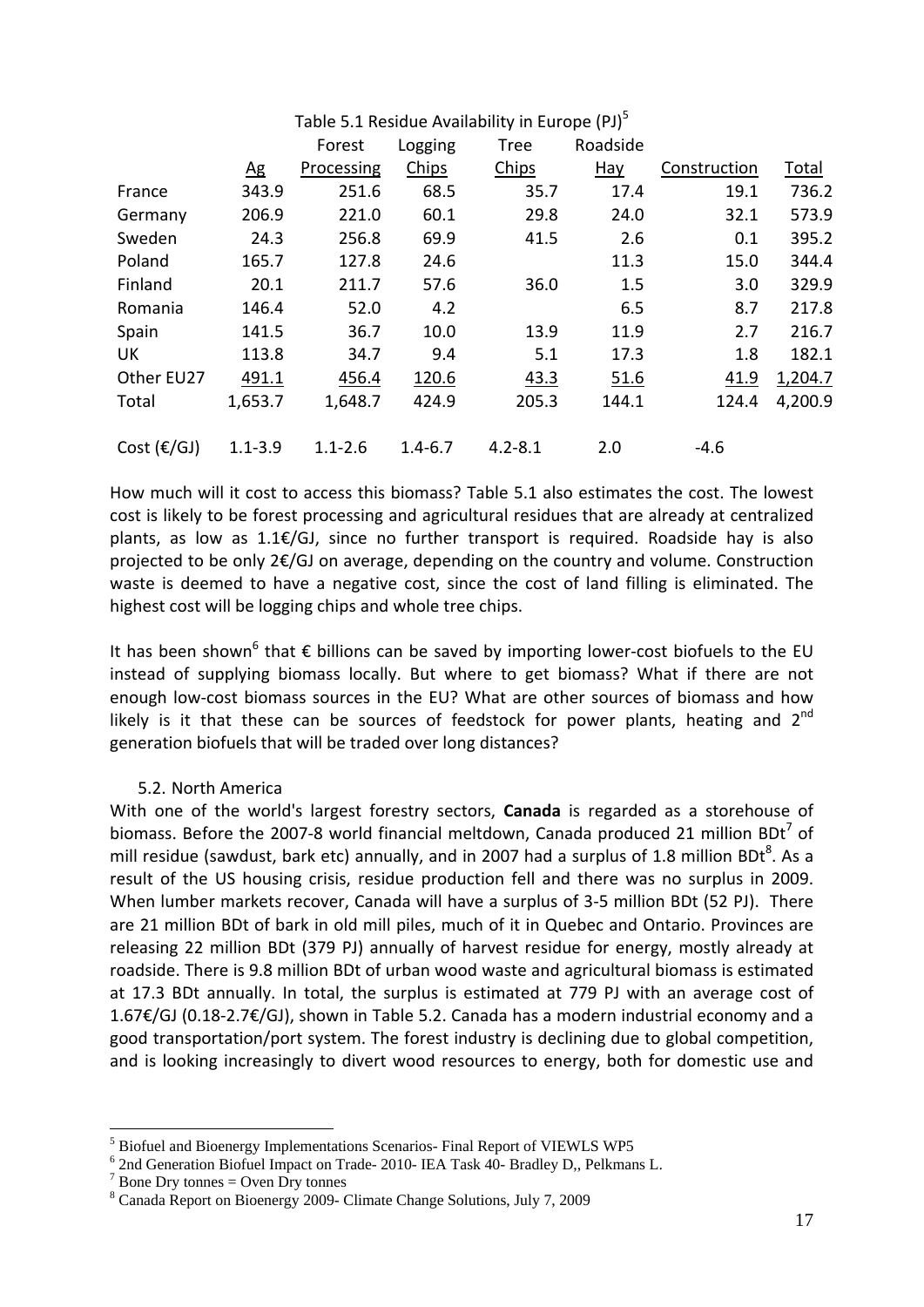Table 5.1 Residue Availability in Europe (PJ)[5]

| | Ag | Forest Processing | Logging Chips | Tree Chips | Roadside Hay | Construction | Total |
|---|---|---|---|---|---|---|---|
| France | 343.9 | 251.6 | 68.5 | 35.7 | 17.4 | 19.1 | 736.2 |
| Germany | 206.9 | 221.0 | 60.1 | 29.8 | 24.0 | 32.1 | 573.9 |
| Sweden | 24.3 | 256.8 | 69.9 | 41.5 | 2.6 | 0.1 | 395.2 |
| Poland | 165.7 | 127.8 | 24.6 | | 11.3 | 15.0 | 344.4 |
| Finland | 20.1 | 211.7 | 57.6 | 36.0 | 1.5 | 3.0 | 329.9 |
| Romania | 146.4 | 52.0 | 4.2 | | 6.5 | 8.7 | 217.8 |
| Spain | 141.5 | 36.7 | 10.0 | 13.9 | 11.9 | 2.7 | 216.7 |
| UK | 113.8 | 34.7 | 9.4 | 5.1 | 17.3 | 1.8 | 182.1 |
| Other EU27 | 491.1 | 456.4 | 120.6 | 43.3 | 51.6 | 41.9 | 1,204.7 |
| Total | 1,653.7 | 1,648.7 | 424.9 | 205.3 | 144.1 | 124.4 | 4,200.9 |
| Cost (€/GJ) | 1.1-3.9 | 1.1-2.6 | 1.4-6.7 | 4.2-8.1 | 2.0 | -4.6 | |

How much will it cost to access this biomass? Table 5.1 also estimates the cost. The lowest cost is likely to be forest processing and agricultural residues that are already at centralized plants, as low as 1.1€/GJ, since no further transport is required. Roadside hay is also projected to be only 2€/GJ on average, depending on the country and volume. Construction waste is deemed to have a negative cost, since the cost of land filling is eliminated. The highest cost will be logging chips and whole tree chips.

It has been shown[6] that € billions can be saved by importing lower-cost biofuels to the EU instead of supplying biomass locally. But where to get biomass? What if there are not enough low-cost biomass sources in the EU? What are other sources of biomass and how likely is it that these can be sources of feedstock for power plants, heating and 2nd generation biofuels that will be traded over long distances?

### 5.2. North America

With one of the world's largest forestry sectors, **Canada** is regarded as a storehouse of biomass. Before the 2007-8 world financial meltdown, Canada produced 21 million BDt[7] of mill residue (sawdust, bark etc) annually, and in 2007 had a surplus of 1.8 million BDt[8]. As a result of the US housing crisis, residue production fell and there was no surplus in 2009. When lumber markets recover, Canada will have a surplus of 3-5 million BDt (52 PJ). There are 21 million BDt of bark in old mill piles, much of it in Quebec and Ontario. Provinces are releasing 22 million BDt (379 PJ) annually of harvest residue for energy, mostly already at roadside. There is 9.8 million BDt of urban wood waste and agricultural biomass is estimated at 17.3 BDt annually. In total, the surplus is estimated at 779 PJ with an average cost of 1.67€/GJ (0.18-2.7€/GJ), shown in Table 5.2. Canada has a modern industrial economy and a good transportation/port system. The forest industry is declining due to global competition, and is looking increasingly to divert wood resources to energy, both for domestic use and

---

[5] Biofuel and Bioenergy Implementations Scenarios- Final Report of VIEWLS WP5
[6] 2nd Generation Biofuel Impact on Trade- 2010- IEA Task 40- Bradley D,, Pelkmans L.
[7] Bone Dry tonnes = Oven Dry tonnes
[8] Canada Report on Bioenergy 2009- Climate Change Solutions, July 7, 2009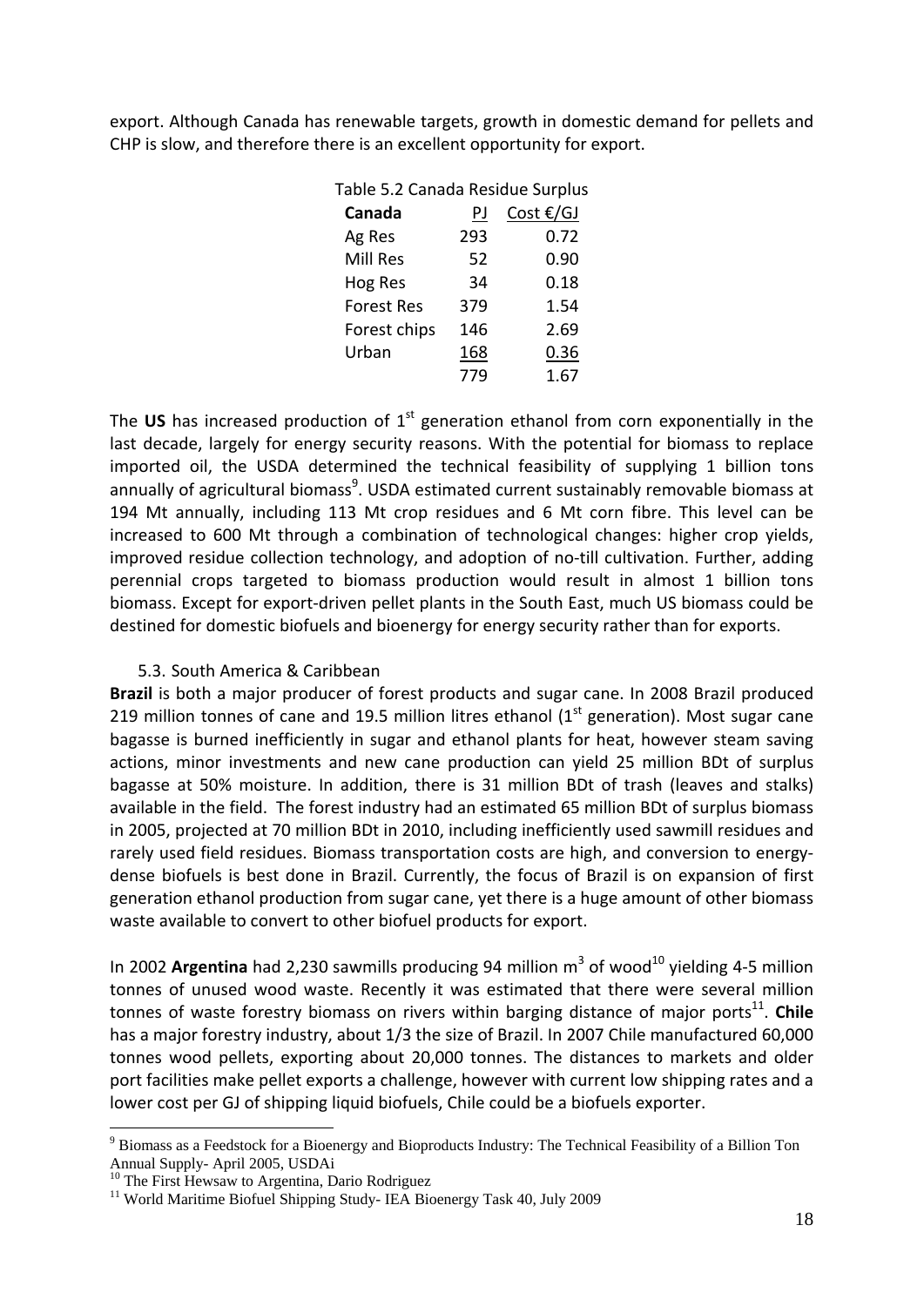export. Although Canada has renewable targets, growth in domestic demand for pellets and CHP is slow, and therefore there is an excellent opportunity for export.

Table 5.2 Canada Residue Surplus

| Canada | PJ | Cost €/GJ |
|---|---|---|
| Ag Res | 293 | 0.72 |
| Mill Res | 52 | 0.90 |
| Hog Res | 34 | 0.18 |
| Forest Res | 379 | 1.54 |
| Forest chips | 146 | 2.69 |
| Urban | 168 | 0.36 |
| | 779 | 1.67 |

The **US** has increased production of 1$^{st}$ generation ethanol from corn exponentially in the last decade, largely for energy security reasons. With the potential for biomass to replace imported oil, the USDA determined the technical feasibility of supplying 1 billion tons annually of agricultural biomass[9]. USDA estimated current sustainably removable biomass at 194 Mt annually, including 113 Mt crop residues and 6 Mt corn fibre. This level can be increased to 600 Mt through a combination of technological changes: higher crop yields, improved residue collection technology, and adoption of no-till cultivation. Further, adding perennial crops targeted to biomass production would result in almost 1 billion tons biomass. Except for export-driven pellet plants in the South East, much US biomass could be destined for domestic biofuels and bioenergy for energy security rather than for exports.

### 5.3. South America & Caribbean

**Brazil** is both a major producer of forest products and sugar cane. In 2008 Brazil produced 219 million tonnes of cane and 19.5 million litres ethanol (1$^{st}$ generation). Most sugar cane bagasse is burned inefficiently in sugar and ethanol plants for heat, however steam saving actions, minor investments and new cane production can yield 25 million BDt of surplus bagasse at 50% moisture. In addition, there is 31 million BDt of trash (leaves and stalks) available in the field. The forest industry had an estimated 65 million BDt of surplus biomass in 2005, projected at 70 million BDt in 2010, including inefficiently used sawmill residues and rarely used field residues. Biomass transportation costs are high, and conversion to energy-dense biofuels is best done in Brazil. Currently, the focus of Brazil is on expansion of first generation ethanol production from sugar cane, yet there is a huge amount of other biomass waste available to convert to other biofuel products for export.

In 2002 **Argentina** had 2,230 sawmills producing 94 million m$^3$ of wood[10] yielding 4-5 million tonnes of unused wood waste. Recently it was estimated that there were several million tonnes of waste forestry biomass on rivers within barging distance of major ports[11]. **Chile** has a major forestry industry, about 1/3 the size of Brazil. In 2007 Chile manufactured 60,000 tonnes wood pellets, exporting about 20,000 tonnes. The distances to markets and older port facilities make pellet exports a challenge, however with current low shipping rates and a lower cost per GJ of shipping liquid biofuels, Chile could be a biofuels exporter.

---

[9] Biomass as a Feedstock for a Bioenergy and Bioproducts Industry: The Technical Feasibility of a Billion Ton Annual Supply- April 2005, USDAi

[10] The First Hewsaw to Argentina, Dario Rodriguez

[11] World Maritime Biofuel Shipping Study- IEA Bioenergy Task 40, July 2009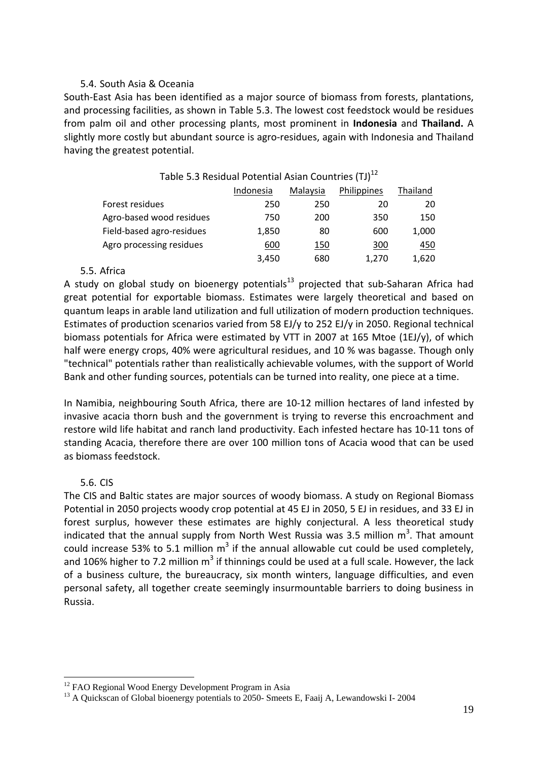## 5.4. South Asia & Oceania

South-East Asia has been identified as a major source of biomass from forests, plantations, and processing facilities, as shown in Table 5.3. The lowest cost feedstock would be residues from palm oil and other processing plants, most prominent in **Indonesia** and **Thailand.** A slightly more costly but abundant source is agro-residues, again with Indonesia and Thailand having the greatest potential.

Table 5.3 Residual Potential Asian Countries (TJ)[12]

| | Indonesia | Malaysia | Philippines | Thailand |
|---|---|---|---|---|
| Forest residues | 250 | 250 | 20 | 20 |
| Agro-based wood residues | 750 | 200 | 350 | 150 |
| Field-based agro-residues | 1,850 | 80 | 600 | 1,000 |
| Agro processing residues | 600 | 150 | 300 | 450 |
| | 3,450 | 680 | 1,270 | 1,620 |

## 5.5. Africa

A study on global study on bioenergy potentials[13] projected that sub-Saharan Africa had great potential for exportable biomass. Estimates were largely theoretical and based on quantum leaps in arable land utilization and full utilization of modern production techniques. Estimates of production scenarios varied from 58 EJ/y to 252 EJ/y in 2050. Regional technical biomass potentials for Africa were estimated by VTT in 2007 at 165 Mtoe (1EJ/y), of which half were energy crops, 40% were agricultural residues, and 10 % was bagasse. Though only "technical" potentials rather than realistically achievable volumes, with the support of World Bank and other funding sources, potentials can be turned into reality, one piece at a time.

In Namibia, neighbouring South Africa, there are 10-12 million hectares of land infested by invasive acacia thorn bush and the government is trying to reverse this encroachment and restore wild life habitat and ranch land productivity. Each infested hectare has 10-11 tons of standing Acacia, therefore there are over 100 million tons of Acacia wood that can be used as biomass feedstock.

## 5.6. CIS

The CIS and Baltic states are major sources of woody biomass. A study on Regional Biomass Potential in 2050 projects woody crop potential at 45 EJ in 2050, 5 EJ in residues, and 33 EJ in forest surplus, however these estimates are highly conjectural. A less theoretical study indicated that the annual supply from North West Russia was 3.5 million $m^3$. That amount could increase 53% to 5.1 million $m^3$ if the annual allowable cut could be used completely, and 106% higher to 7.2 million $m^3$ if thinnings could be used at a full scale. However, the lack of a business culture, the bureaucracy, six month winters, language difficulties, and even personal safety, all together create seemingly insurmountable barriers to doing business in Russia.

---

[12] FAO Regional Wood Energy Development Program in Asia

[13] A Quickscan of Global bioenergy potentials to 2050- Smeets E, Faaij A, Lewandowski I- 2004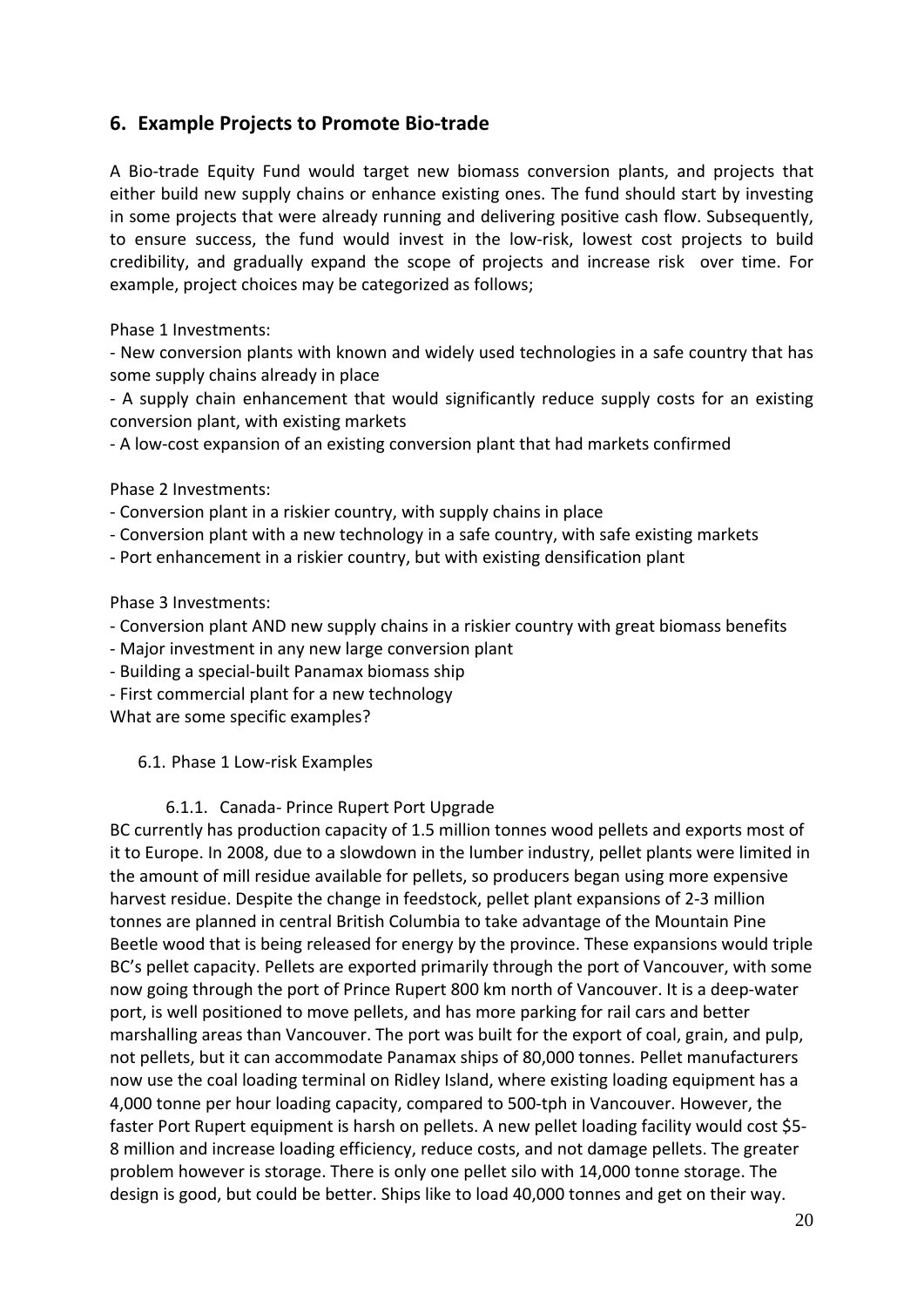## 6. Example Projects to Promote Bio-trade

A Bio-trade Equity Fund would target new biomass conversion plants, and projects that either build new supply chains or enhance existing ones. The fund should start by investing in some projects that were already running and delivering positive cash flow. Subsequently, to ensure success, the fund would invest in the low-risk, lowest cost projects to build credibility, and gradually expand the scope of projects and increase risk over time. For example, project choices may be categorized as follows;

Phase 1 Investments:

- New conversion plants with known and widely used technologies in a safe country that has some supply chains already in place
- A supply chain enhancement that would significantly reduce supply costs for an existing conversion plant, with existing markets
- A low-cost expansion of an existing conversion plant that had markets confirmed

Phase 2 Investments:

- Conversion plant in a riskier country, with supply chains in place
- Conversion plant with a new technology in a safe country, with safe existing markets
- Port enhancement in a riskier country, but with existing densification plant

Phase 3 Investments:

- Conversion plant AND new supply chains in a riskier country with great biomass benefits
- Major investment in any new large conversion plant
- Building a special-built Panamax biomass ship
- First commercial plant for a new technology

What are some specific examples?

### 6.1. Phase 1 Low-risk Examples

#### 6.1.1. Canada- Prince Rupert Port Upgrade

BC currently has production capacity of 1.5 million tonnes wood pellets and exports most of it to Europe. In 2008, due to a slowdown in the lumber industry, pellet plants were limited in the amount of mill residue available for pellets, so producers began using more expensive harvest residue. Despite the change in feedstock, pellet plant expansions of 2-3 million tonnes are planned in central British Columbia to take advantage of the Mountain Pine Beetle wood that is being released for energy by the province. These expansions would triple BC's pellet capacity. Pellets are exported primarily through the port of Vancouver, with some now going through the port of Prince Rupert 800 km north of Vancouver. It is a deep-water port, is well positioned to move pellets, and has more parking for rail cars and better marshalling areas than Vancouver. The port was built for the export of coal, grain, and pulp, not pellets, but it can accommodate Panamax ships of 80,000 tonnes. Pellet manufacturers now use the coal loading terminal on Ridley Island, where existing loading equipment has a 4,000 tonne per hour loading capacity, compared to 500-tph in Vancouver. However, the faster Port Rupert equipment is harsh on pellets. A new pellet loading facility would cost $5-8 million and increase loading efficiency, reduce costs, and not damage pellets. The greater problem however is storage. There is only one pellet silo with 14,000 tonne storage. The design is good, but could be better. Ships like to load 40,000 tonnes and get on their way.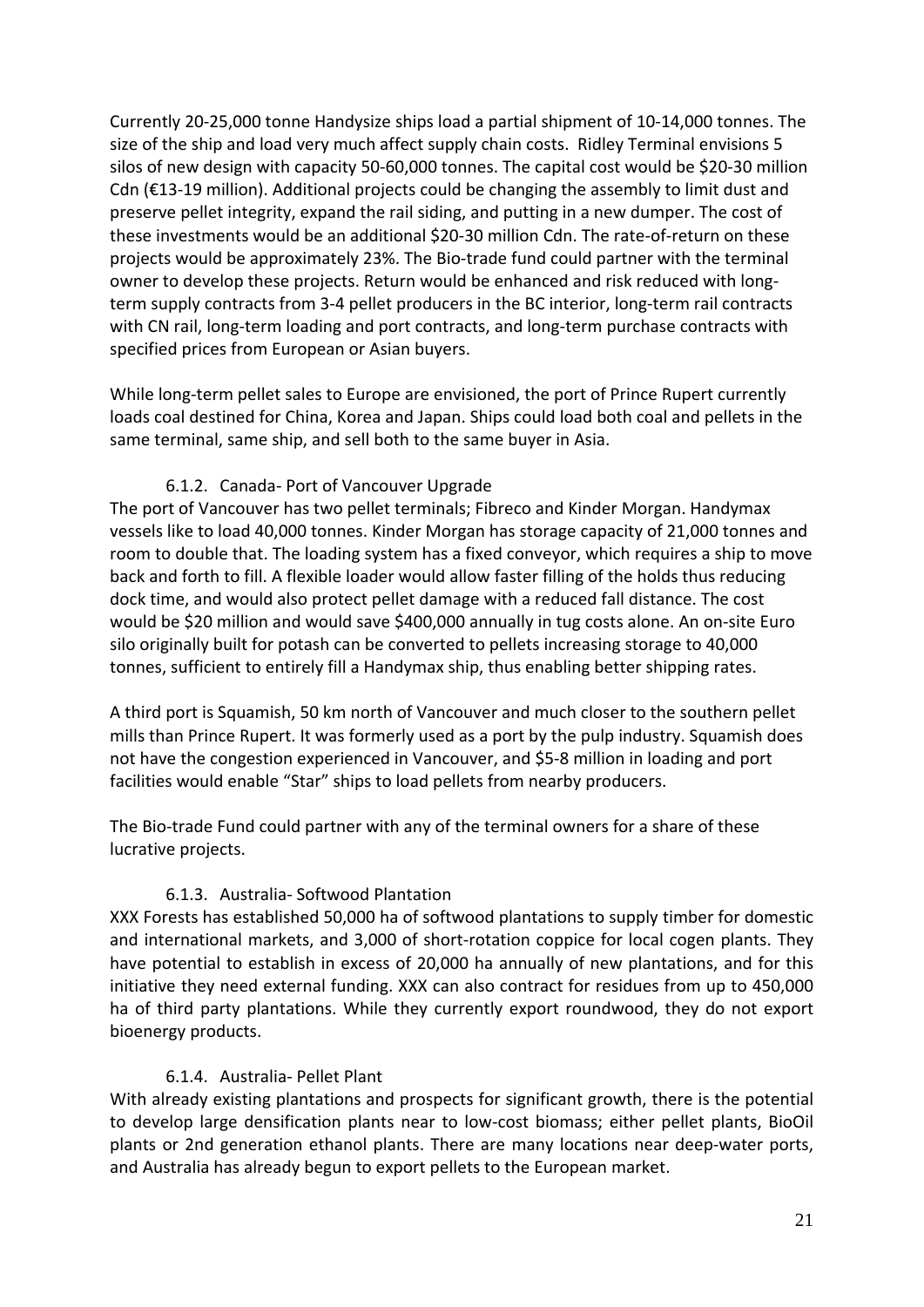Currently 20-25,000 tonne Handysize ships load a partial shipment of 10-14,000 tonnes. The size of the ship and load very much affect supply chain costs. Ridley Terminal envisions 5 silos of new design with capacity 50-60,000 tonnes. The capital cost would be $20-30 million Cdn (€13-19 million). Additional projects could be changing the assembly to limit dust and preserve pellet integrity, expand the rail siding, and putting in a new dumper. The cost of these investments would be an additional $20-30 million Cdn. The rate-of-return on these projects would be approximately 23%. The Bio-trade fund could partner with the terminal owner to develop these projects. Return would be enhanced and risk reduced with long-term supply contracts from 3-4 pellet producers in the BC interior, long-term rail contracts with CN rail, long-term loading and port contracts, and long-term purchase contracts with specified prices from European or Asian buyers.

While long-term pellet sales to Europe are envisioned, the port of Prince Rupert currently loads coal destined for China, Korea and Japan. Ships could load both coal and pellets in the same terminal, same ship, and sell both to the same buyer in Asia.

#### 6.1.2. Canada- Port of Vancouver Upgrade

The port of Vancouver has two pellet terminals; Fibreco and Kinder Morgan. Handymax vessels like to load 40,000 tonnes. Kinder Morgan has storage capacity of 21,000 tonnes and room to double that. The loading system has a fixed conveyor, which requires a ship to move back and forth to fill. A flexible loader would allow faster filling of the holds thus reducing dock time, and would also protect pellet damage with a reduced fall distance. The cost would be $20 million and would save $400,000 annually in tug costs alone. An on-site Euro silo originally built for potash can be converted to pellets increasing storage to 40,000 tonnes, sufficient to entirely fill a Handymax ship, thus enabling better shipping rates.

A third port is Squamish, 50 km north of Vancouver and much closer to the southern pellet mills than Prince Rupert. It was formerly used as a port by the pulp industry. Squamish does not have the congestion experienced in Vancouver, and $5-8 million in loading and port facilities would enable "Star" ships to load pellets from nearby producers.

The Bio-trade Fund could partner with any of the terminal owners for a share of these lucrative projects.

#### 6.1.3. Australia- Softwood Plantation

XXX Forests has established 50,000 ha of softwood plantations to supply timber for domestic and international markets, and 3,000 of short-rotation coppice for local cogen plants. They have potential to establish in excess of 20,000 ha annually of new plantations, and for this initiative they need external funding. XXX can also contract for residues from up to 450,000 ha of third party plantations. While they currently export roundwood, they do not export bioenergy products.

#### 6.1.4. Australia- Pellet Plant

With already existing plantations and prospects for significant growth, there is the potential to develop large densification plants near to low-cost biomass; either pellet plants, BioOil plants or 2nd generation ethanol plants. There are many locations near deep-water ports, and Australia has already begun to export pellets to the European market.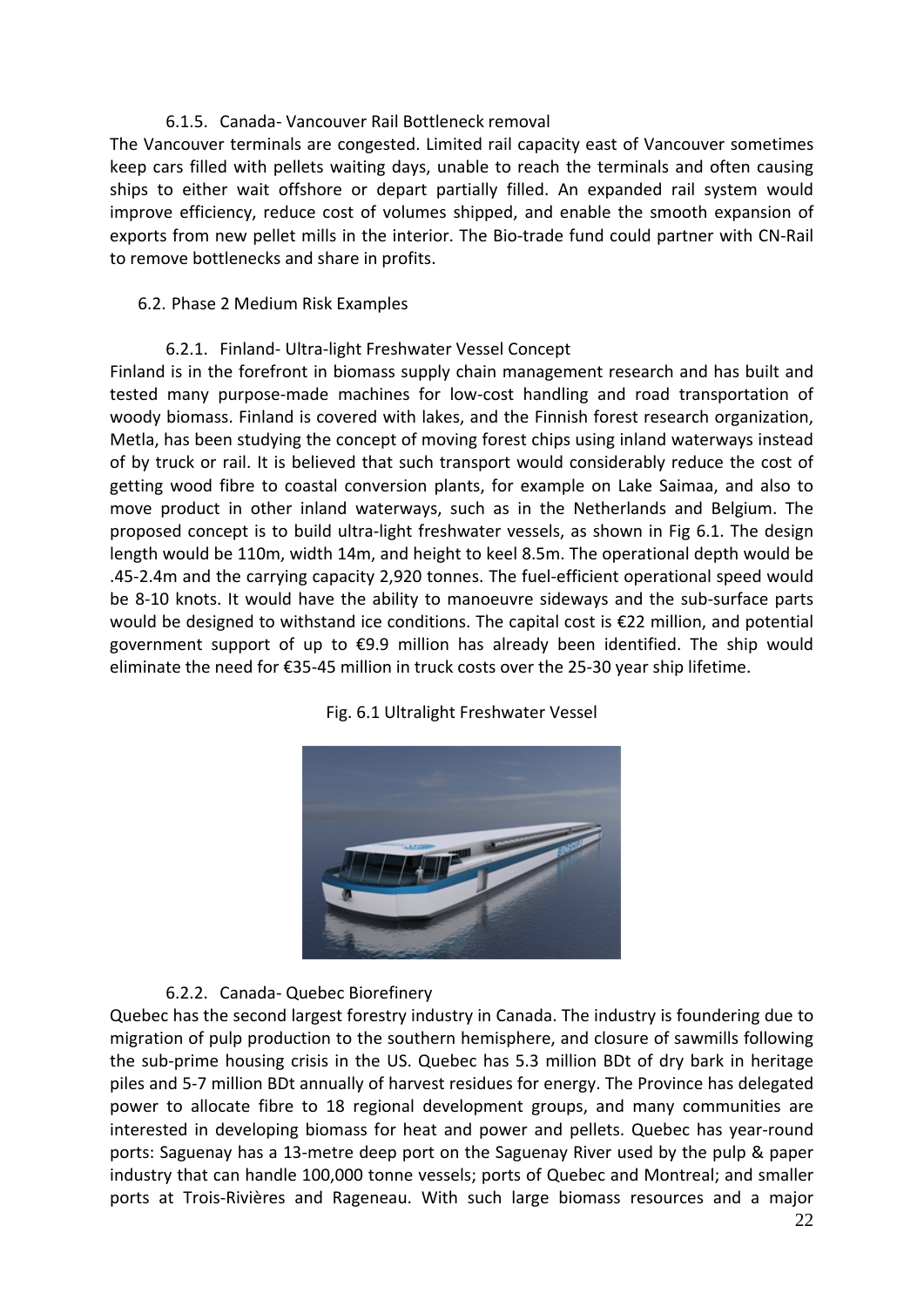#### 6.1.5. Canada- Vancouver Rail Bottleneck removal

The Vancouver terminals are congested. Limited rail capacity east of Vancouver sometimes keep cars filled with pellets waiting days, unable to reach the terminals and often causing ships to either wait offshore or depart partially filled. An expanded rail system would improve efficiency, reduce cost of volumes shipped, and enable the smooth expansion of exports from new pellet mills in the interior. The Bio-trade fund could partner with CN-Rail to remove bottlenecks and share in profits.

### 6.2. Phase 2 Medium Risk Examples

#### 6.2.1. Finland- Ultra-light Freshwater Vessel Concept

Finland is in the forefront in biomass supply chain management research and has built and tested many purpose-made machines for low-cost handling and road transportation of woody biomass. Finland is covered with lakes, and the Finnish forest research organization, Metla, has been studying the concept of moving forest chips using inland waterways instead of by truck or rail. It is believed that such transport would considerably reduce the cost of getting wood fibre to coastal conversion plants, for example on Lake Saimaa, and also to move product in other inland waterways, such as in the Netherlands and Belgium. The proposed concept is to build ultra-light freshwater vessels, as shown in Fig 6.1. The design length would be 110m, width 14m, and height to keel 8.5m. The operational depth would be .45-2.4m and the carrying capacity 2,920 tonnes. The fuel-efficient operational speed would be 8-10 knots. It would have the ability to manoeuvre sideways and the sub-surface parts would be designed to withstand ice conditions. The capital cost is €22 million, and potential government support of up to €9.9 million has already been identified. The ship would eliminate the need for €35-45 million in truck costs over the 25-30 year ship lifetime.

Fig. 6.1 Ultralight Freshwater Vessel

#### 6.2.2. Canada- Quebec Biorefinery

Quebec has the second largest forestry industry in Canada. The industry is foundering due to migration of pulp production to the southern hemisphere, and closure of sawmills following the sub-prime housing crisis in the US. Quebec has 5.3 million BDt of dry bark in heritage piles and 5-7 million BDt annually of harvest residues for energy. The Province has delegated power to allocate fibre to 18 regional development groups, and many communities are interested in developing biomass for heat and power and pellets. Quebec has year-round ports: Saguenay has a 13-metre deep port on the Saguenay River used by the pulp & paper industry that can handle 100,000 tonne vessels; ports of Quebec and Montreal; and smaller ports at Trois-Rivières and Rageneau. With such large biomass resources and a major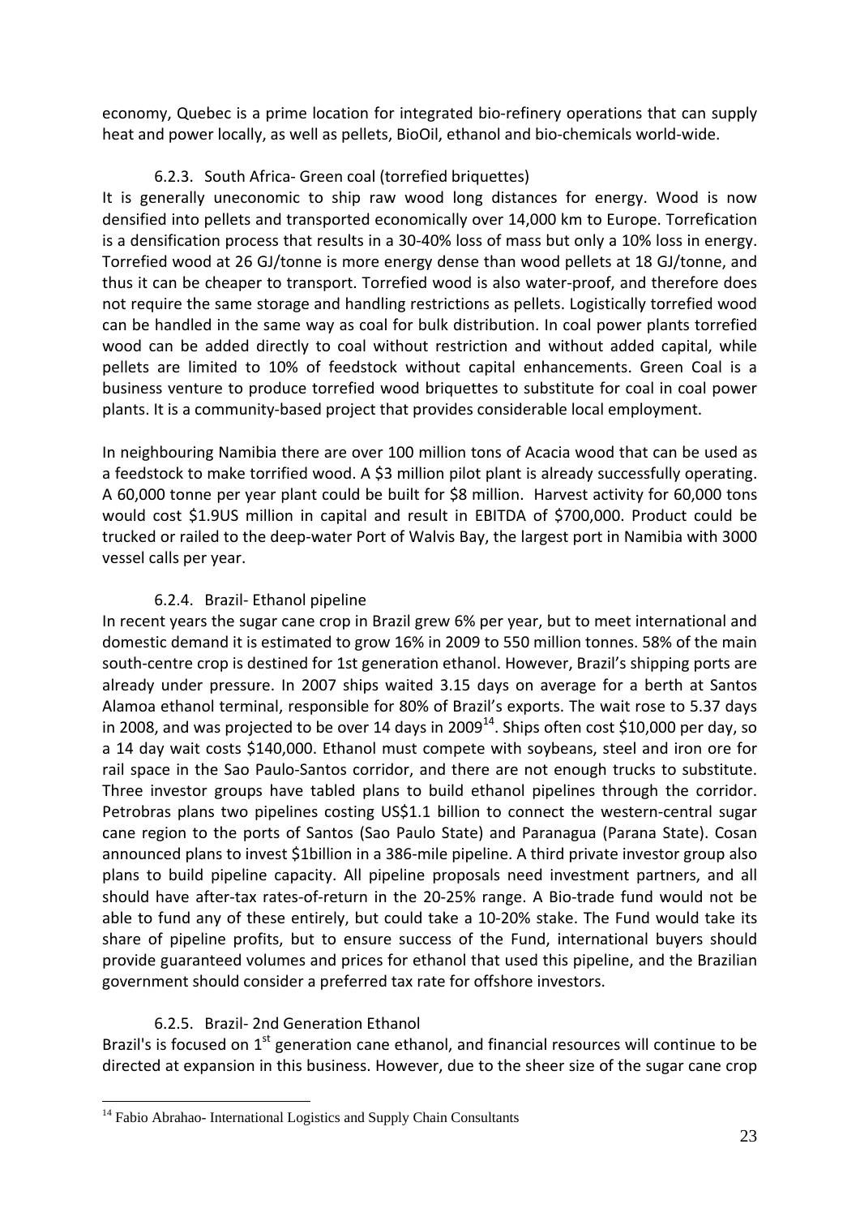economy, Quebec is a prime location for integrated bio-refinery operations that can supply heat and power locally, as well as pellets, BioOil, ethanol and bio-chemicals world-wide.

### 6.2.3. South Africa- Green coal (torrefied briquettes)

It is generally uneconomic to ship raw wood long distances for energy. Wood is now densified into pellets and transported economically over 14,000 km to Europe. Torrefication is a densification process that results in a 30-40% loss of mass but only a 10% loss in energy. Torrefied wood at 26 GJ/tonne is more energy dense than wood pellets at 18 GJ/tonne, and thus it can be cheaper to transport. Torrefied wood is also water-proof, and therefore does not require the same storage and handling restrictions as pellets. Logistically torrefied wood can be handled in the same way as coal for bulk distribution. In coal power plants torrefied wood can be added directly to coal without restriction and without added capital, while pellets are limited to 10% of feedstock without capital enhancements. Green Coal is a business venture to produce torrefied wood briquettes to substitute for coal in coal power plants. It is a community-based project that provides considerable local employment.

In neighbouring Namibia there are over 100 million tons of Acacia wood that can be used as a feedstock to make torrified wood. A $3 million pilot plant is already successfully operating. A 60,000 tonne per year plant could be built for $8 million. Harvest activity for 60,000 tons would cost $1.9US million in capital and result in EBITDA of $700,000. Product could be trucked or railed to the deep-water Port of Walvis Bay, the largest port in Namibia with 3000 vessel calls per year.

### 6.2.4. Brazil- Ethanol pipeline

In recent years the sugar cane crop in Brazil grew 6% per year, but to meet international and domestic demand it is estimated to grow 16% in 2009 to 550 million tonnes. 58% of the main south-centre crop is destined for 1st generation ethanol. However, Brazil's shipping ports are already under pressure. In 2007 ships waited 3.15 days on average for a berth at Santos Alamoa ethanol terminal, responsible for 80% of Brazil's exports. The wait rose to 5.37 days in 2008, and was projected to be over 14 days in 2009[14]. Ships often cost $10,000 per day, so a 14 day wait costs $140,000. Ethanol must compete with soybeans, steel and iron ore for rail space in the Sao Paulo-Santos corridor, and there are not enough trucks to substitute. Three investor groups have tabled plans to build ethanol pipelines through the corridor. Petrobras plans two pipelines costing US$1.1 billion to connect the western-central sugar cane region to the ports of Santos (Sao Paulo State) and Paranagua (Parana State). Cosan announced plans to invest $1billion in a 386-mile pipeline. A third private investor group also plans to build pipeline capacity. All pipeline proposals need investment partners, and all should have after-tax rates-of-return in the 20-25% range. A Bio-trade fund would not be able to fund any of these entirely, but could take a 10-20% stake. The Fund would take its share of pipeline profits, but to ensure success of the Fund, international buyers should provide guaranteed volumes and prices for ethanol that used this pipeline, and the Brazilian government should consider a preferred tax rate for offshore investors.

### 6.2.5. Brazil- 2nd Generation Ethanol

Brazil's is focused on 1st generation cane ethanol, and financial resources will continue to be directed at expansion in this business. However, due to the sheer size of the sugar cane crop

---

[14] Fabio Abrahao- International Logistics and Supply Chain Consultants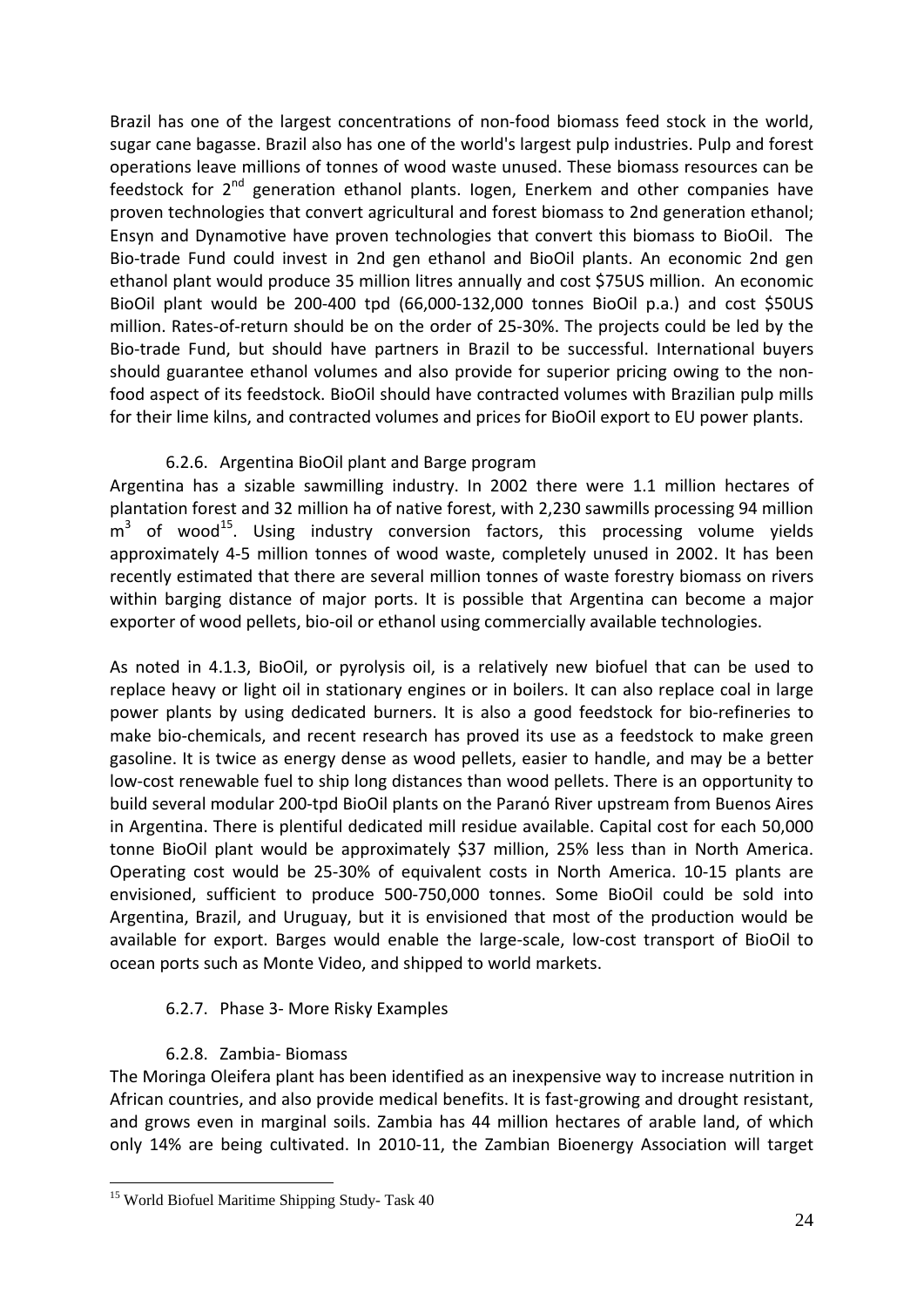Brazil has one of the largest concentrations of non-food biomass feed stock in the world, sugar cane bagasse. Brazil also has one of the world's largest pulp industries. Pulp and forest operations leave millions of tonnes of wood waste unused. These biomass resources can be feedstock for 2nd generation ethanol plants. Iogen, Enerkem and other companies have proven technologies that convert agricultural and forest biomass to 2nd generation ethanol; Ensyn and Dynamotive have proven technologies that convert this biomass to BioOil. The Bio-trade Fund could invest in 2nd gen ethanol and BioOil plants. An economic 2nd gen ethanol plant would produce 35 million litres annually and cost $75US million. An economic BioOil plant would be 200-400 tpd (66,000-132,000 tonnes BioOil p.a.) and cost $50US million. Rates-of-return should be on the order of 25-30%. The projects could be led by the Bio-trade Fund, but should have partners in Brazil to be successful. International buyers should guarantee ethanol volumes and also provide for superior pricing owing to the non-food aspect of its feedstock. BioOil should have contracted volumes with Brazilian pulp mills for their lime kilns, and contracted volumes and prices for BioOil export to EU power plants.

#### 6.2.6. Argentina BioOil plant and Barge program

Argentina has a sizable sawmilling industry. In 2002 there were 1.1 million hectares of plantation forest and 32 million ha of native forest, with 2,230 sawmills processing 94 million $m^3$ of wood[15]. Using industry conversion factors, this processing volume yields approximately 4-5 million tonnes of wood waste, completely unused in 2002. It has been recently estimated that there are several million tonnes of waste forestry biomass on rivers within barging distance of major ports. It is possible that Argentina can become a major exporter of wood pellets, bio-oil or ethanol using commercially available technologies.

As noted in 4.1.3, BioOil, or pyrolysis oil, is a relatively new biofuel that can be used to replace heavy or light oil in stationary engines or in boilers. It can also replace coal in large power plants by using dedicated burners. It is also a good feedstock for bio-refineries to make bio-chemicals, and recent research has proved its use as a feedstock to make green gasoline. It is twice as energy dense as wood pellets, easier to handle, and may be a better low-cost renewable fuel to ship long distances than wood pellets. There is an opportunity to build several modular 200-tpd BioOil plants on the Paranó River upstream from Buenos Aires in Argentina. There is plentiful dedicated mill residue available. Capital cost for each 50,000 tonne BioOil plant would be approximately $37 million, 25% less than in North America. Operating cost would be 25-30% of equivalent costs in North America. 10-15 plants are envisioned, sufficient to produce 500-750,000 tonnes. Some BioOil could be sold into Argentina, Brazil, and Uruguay, but it is envisioned that most of the production would be available for export. Barges would enable the large-scale, low-cost transport of BioOil to ocean ports such as Monte Video, and shipped to world markets.

#### 6.2.7. Phase 3- More Risky Examples

#### 6.2.8. Zambia- Biomass

The Moringa Oleifera plant has been identified as an inexpensive way to increase nutrition in African countries, and also provide medical benefits. It is fast-growing and drought resistant, and grows even in marginal soils. Zambia has 44 million hectares of arable land, of which only 14% are being cultivated. In 2010-11, the Zambian Bioenergy Association will target

---

[15] World Biofuel Maritime Shipping Study- Task 40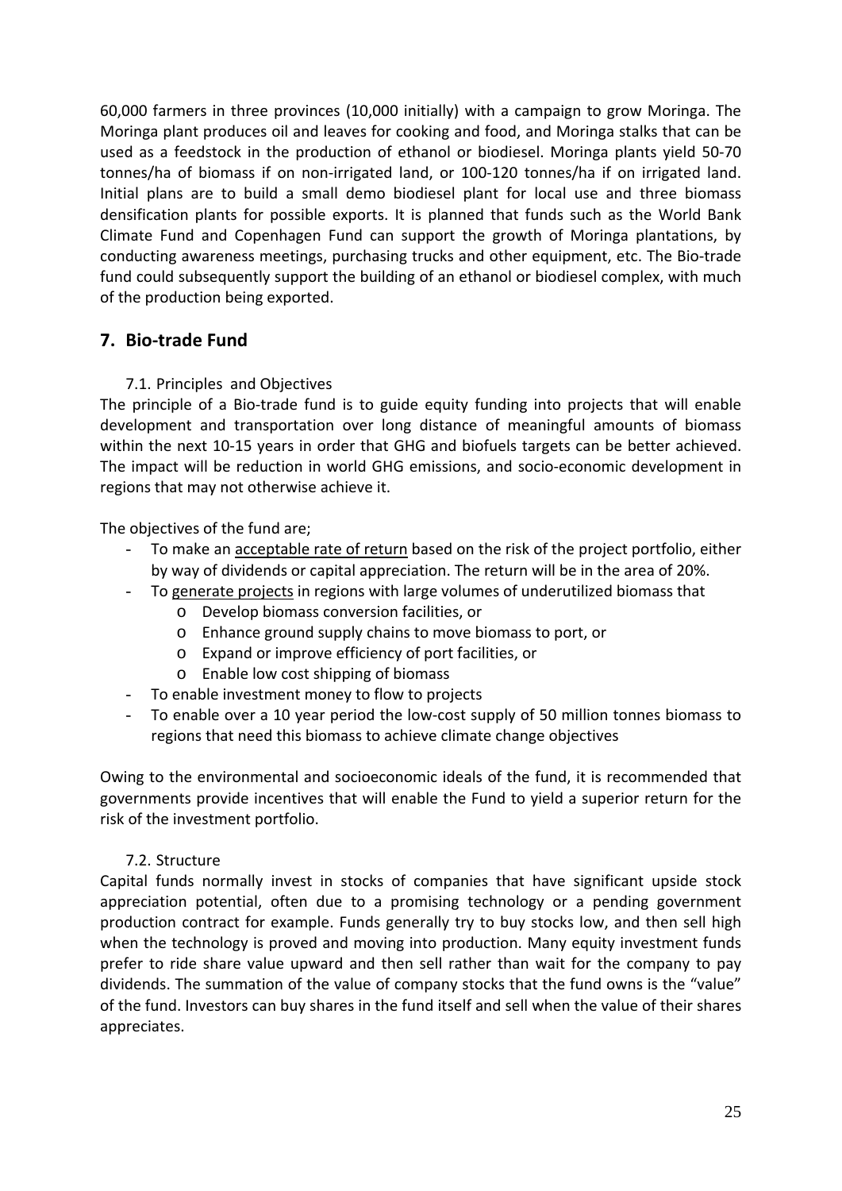60,000 farmers in three provinces (10,000 initially) with a campaign to grow Moringa. The Moringa plant produces oil and leaves for cooking and food, and Moringa stalks that can be used as a feedstock in the production of ethanol or biodiesel. Moringa plants yield 50-70 tonnes/ha of biomass if on non-irrigated land, or 100-120 tonnes/ha if on irrigated land. Initial plans are to build a small demo biodiesel plant for local use and three biomass densification plants for possible exports. It is planned that funds such as the World Bank Climate Fund and Copenhagen Fund can support the growth of Moringa plantations, by conducting awareness meetings, purchasing trucks and other equipment, etc. The Bio-trade fund could subsequently support the building of an ethanol or biodiesel complex, with much of the production being exported.

## 7. Bio-trade Fund

### 7.1. Principles and Objectives

The principle of a Bio-trade fund is to guide equity funding into projects that will enable development and transportation over long distance of meaningful amounts of biomass within the next 10-15 years in order that GHG and biofuels targets can be better achieved. The impact will be reduction in world GHG emissions, and socio-economic development in regions that may not otherwise achieve it.

The objectives of the fund are;

- To make an <u>acceptable rate of return</u> based on the risk of the project portfolio, either by way of dividends or capital appreciation. The return will be in the area of 20%.
- To <u>generate projects</u> in regions with large volumes of underutilized biomass that
  - Develop biomass conversion facilities, or
  - Enhance ground supply chains to move biomass to port, or
  - Expand or improve efficiency of port facilities, or
  - Enable low cost shipping of biomass
- To enable investment money to flow to projects
- To enable over a 10 year period the low-cost supply of 50 million tonnes biomass to regions that need this biomass to achieve climate change objectives

Owing to the environmental and socioeconomic ideals of the fund, it is recommended that governments provide incentives that will enable the Fund to yield a superior return for the risk of the investment portfolio.

### 7.2. Structure

Capital funds normally invest in stocks of companies that have significant upside stock appreciation potential, often due to a promising technology or a pending government production contract for example. Funds generally try to buy stocks low, and then sell high when the technology is proved and moving into production. Many equity investment funds prefer to ride share value upward and then sell rather than wait for the company to pay dividends. The summation of the value of company stocks that the fund owns is the "value" of the fund. Investors can buy shares in the fund itself and sell when the value of their shares appreciates.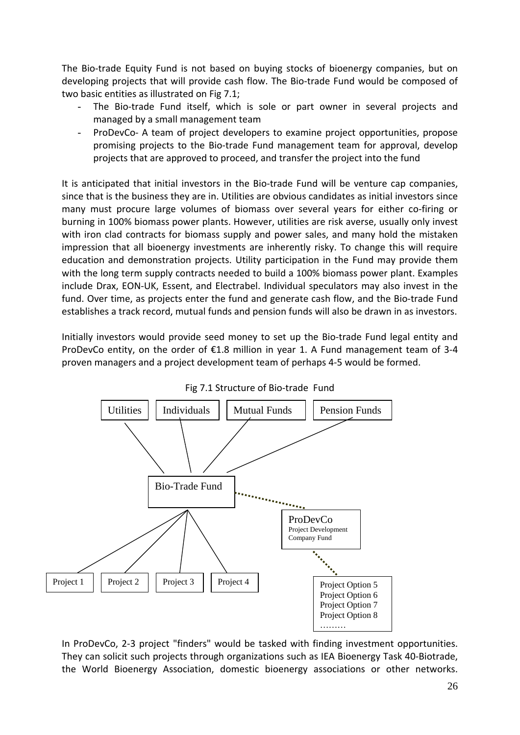The Bio-trade Equity Fund is not based on buying stocks of bioenergy companies, but on developing projects that will provide cash flow. The Bio-trade Fund would be composed of two basic entities as illustrated on Fig 7.1;

- The Bio-trade Fund itself, which is sole or part owner in several projects and managed by a small management team
- ProDevCo- A team of project developers to examine project opportunities, propose promising projects to the Bio-trade Fund management team for approval, develop projects that are approved to proceed, and transfer the project into the fund

It is anticipated that initial investors in the Bio-trade Fund will be venture cap companies, since that is the business they are in. Utilities are obvious candidates as initial investors since many must procure large volumes of biomass over several years for either co-firing or burning in 100% biomass power plants. However, utilities are risk averse, usually only invest with iron clad contracts for biomass supply and power sales, and many hold the mistaken impression that all bioenergy investments are inherently risky. To change this will require education and demonstration projects. Utility participation in the Fund may provide them with the long term supply contracts needed to build a 100% biomass power plant. Examples include Drax, EON-UK, Essent, and Electrabel. Individual speculators may also invest in the fund. Over time, as projects enter the fund and generate cash flow, and the Bio-trade Fund establishes a track record, mutual funds and pension funds will also be drawn in as investors.

Initially investors would provide seed money to set up the Bio-trade Fund legal entity and ProDevCo entity, on the order of €1.8 million in year 1. A Fund management team of 3-4 proven managers and a project development team of perhaps 4-5 would be formed.

Fig 7.1 Structure of Bio-trade Fund

Utilities | Individuals | Mutual Funds | Pension Funds

Bio-Trade Fund

ProDevCo
Project Development Company Fund

Project 1 | Project 2 | Project 3 | Project 4

Project Option 5
Project Option 6
Project Option 7
Project Option 8
………

In ProDevCo, 2-3 project "finders" would be tasked with finding investment opportunities. They can solicit such projects through organizations such as IEA Bioenergy Task 40-Biotrade, the World Bioenergy Association, domestic bioenergy associations or other networks.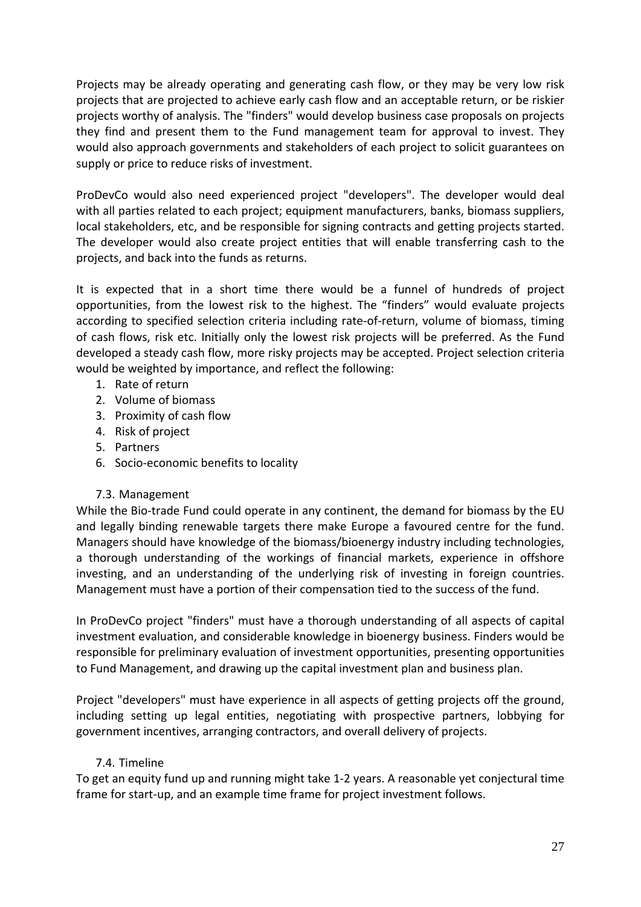Projects may be already operating and generating cash flow, or they may be very low risk projects that are projected to achieve early cash flow and an acceptable return, or be riskier projects worthy of analysis. The "finders" would develop business case proposals on projects they find and present them to the Fund management team for approval to invest. They would also approach governments and stakeholders of each project to solicit guarantees on supply or price to reduce risks of investment.

ProDevCo would also need experienced project "developers". The developer would deal with all parties related to each project; equipment manufacturers, banks, biomass suppliers, local stakeholders, etc, and be responsible for signing contracts and getting projects started. The developer would also create project entities that will enable transferring cash to the projects, and back into the funds as returns.

It is expected that in a short time there would be a funnel of hundreds of project opportunities, from the lowest risk to the highest. The “finders” would evaluate projects according to specified selection criteria including rate-of-return, volume of biomass, timing of cash flows, risk etc. Initially only the lowest risk projects will be preferred. As the Fund developed a steady cash flow, more risky projects may be accepted. Project selection criteria would be weighted by importance, and reflect the following:

1. Rate of return
2. Volume of biomass
3. Proximity of cash flow
4. Risk of project
5. Partners
6. Socio-economic benefits to locality

### 7.3. Management

While the Bio-trade Fund could operate in any continent, the demand for biomass by the EU and legally binding renewable targets there make Europe a favoured centre for the fund. Managers should have knowledge of the biomass/bioenergy industry including technologies, a thorough understanding of the workings of financial markets, experience in offshore investing, and an understanding of the underlying risk of investing in foreign countries. Management must have a portion of their compensation tied to the success of the fund.

In ProDevCo project "finders" must have a thorough understanding of all aspects of capital investment evaluation, and considerable knowledge in bioenergy business. Finders would be responsible for preliminary evaluation of investment opportunities, presenting opportunities to Fund Management, and drawing up the capital investment plan and business plan.

Project "developers" must have experience in all aspects of getting projects off the ground, including setting up legal entities, negotiating with prospective partners, lobbying for government incentives, arranging contractors, and overall delivery of projects.

### 7.4. Timeline

To get an equity fund up and running might take 1-2 years. A reasonable yet conjectural time frame for start-up, and an example time frame for project investment follows.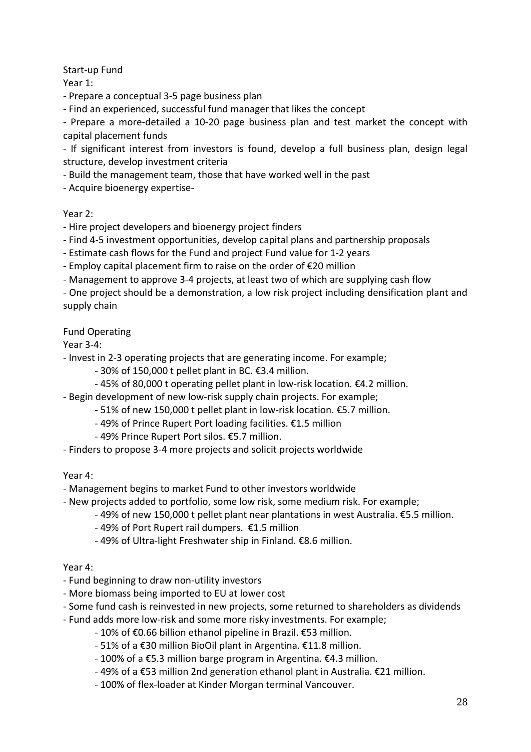Start-up Fund

Year 1:

- Prepare a conceptual 3-5 page business plan
- Find an experienced, successful fund manager that likes the concept
- Prepare a more-detailed a 10-20 page business plan and test market the concept with capital placement funds
- If significant interest from investors is found, develop a full business plan, design legal structure, develop investment criteria
- Build the management team, those that have worked well in the past
- Acquire bioenergy expertise-

Year 2:

- Hire project developers and bioenergy project finders
- Find 4-5 investment opportunities, develop capital plans and partnership proposals
- Estimate cash flows for the Fund and project Fund value for 1-2 years
- Employ capital placement firm to raise on the order of €20 million
- Management to approve 3-4 projects, at least two of which are supplying cash flow
- One project should be a demonstration, a low risk project including densification plant and supply chain

Fund Operating

Year 3-4:

- Invest in 2-3 operating projects that are generating income. For example;
  - 30% of 150,000 t pellet plant in BC. €3.4 million.
  - 45% of 80,000 t operating pellet plant in low-risk location. €4.2 million.
- Begin development of new low-risk supply chain projects. For example;
  - 51% of new 150,000 t pellet plant in low-risk location. €5.7 million.
  - 49% of Prince Rupert Port loading facilities. €1.5 million
  - 49% Prince Rupert Port silos. €5.7 million.
- Finders to propose 3-4 more projects and solicit projects worldwide

Year 4:

- Management begins to market Fund to other investors worldwide
- New projects added to portfolio, some low risk, some medium risk. For example;
  - 49% of new 150,000 t pellet plant near plantations in west Australia. €5.5 million.
  - 49% of Port Rupert rail dumpers. €1.5 million
  - 49% of Ultra-light Freshwater ship in Finland. €8.6 million.

Year 4:

- Fund beginning to draw non-utility investors
- More biomass being imported to EU at lower cost
- Some fund cash is reinvested in new projects, some returned to shareholders as dividends
- Fund adds more low-risk and some more risky investments. For example;
  - 10% of €0.66 billion ethanol pipeline in Brazil. €53 million.
  - 51% of a €30 million BioOil plant in Argentina. €11.8 million.
  - 100% of a €5.3 million barge program in Argentina. €4.3 million.
  - 49% of a €53 million 2nd generation ethanol plant in Australia. €21 million.
  - 100% of flex-loader at Kinder Morgan terminal Vancouver.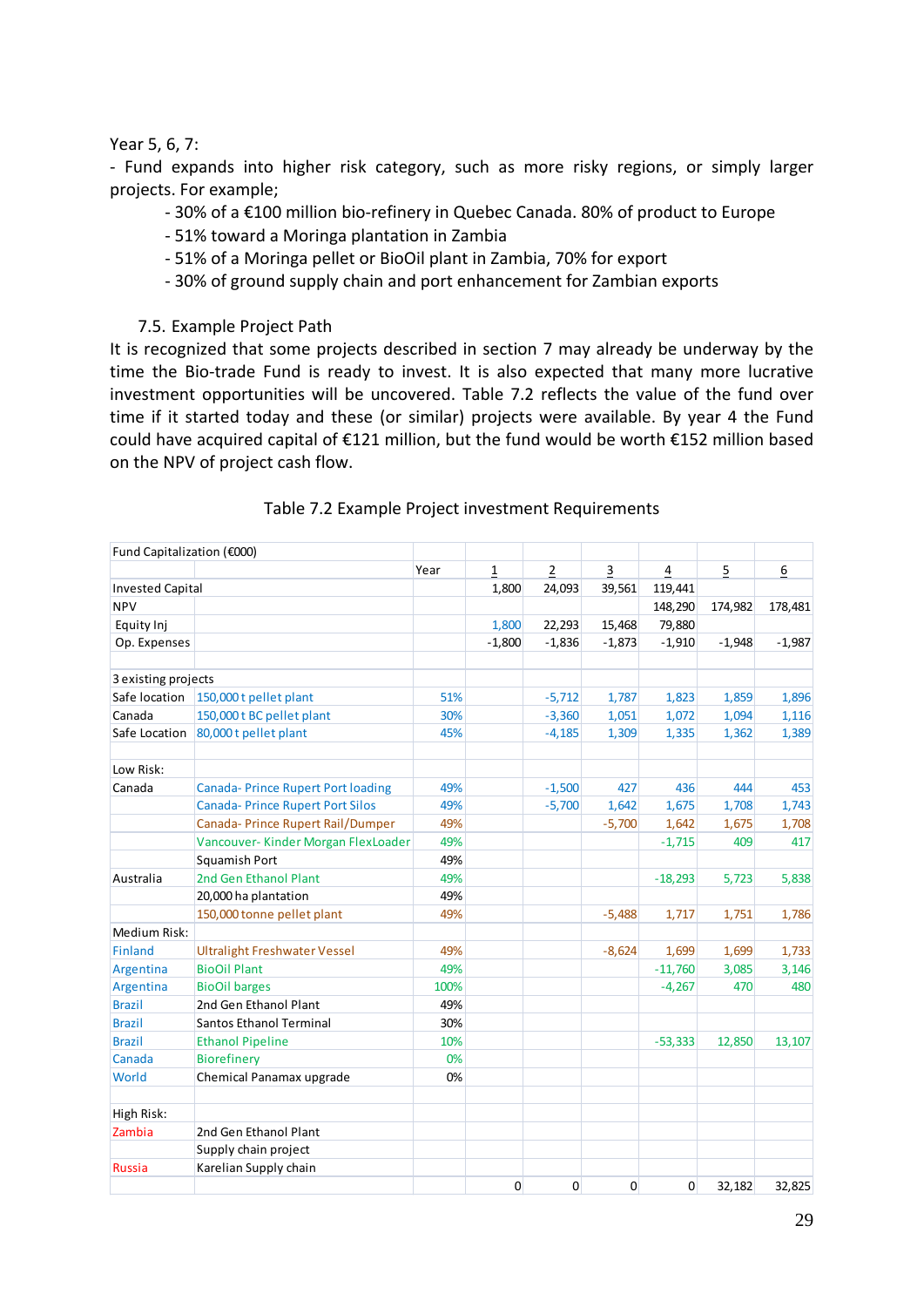Year 5, 6, 7:

- Fund expands into higher risk category, such as more risky regions, or simply larger projects. For example;
    - 30% of a €100 million bio-refinery in Quebec Canada. 80% of product to Europe
    - 51% toward a Moringa plantation in Zambia
    - 51% of a Moringa pellet or BioOil plant in Zambia, 70% for export
    - 30% of ground supply chain and port enhancement for Zambian exports

### 7.5. Example Project Path

It is recognized that some projects described in section 7 may already be underway by the time the Bio-trade Fund is ready to invest. It is also expected that many more lucrative investment opportunities will be uncovered. Table 7.2 reflects the value of the fund over time if it started today and these (or similar) projects were available. By year 4 the Fund could have acquired capital of €121 million, but the fund would be worth €152 million based on the NPV of project cash flow.

Table 7.2 Example Project investment Requirements

| Fund Capitalization (€000) | | | | | | | | |
|---|---|---|---|---|---|---|---|---|
| | | Year | 1 | 2 | 3 | 4 | 5 | 6 |
| Invested Capital | | | 1,800 | 24,093 | 39,561 | 119,441 | | |
| NPV | | | | | | 148,290 | 174,982 | 178,481 |
| Equity Inj | | | 1,800 | 22,293 | 15,468 | 79,880 | | |
| Op. Expenses | | | -1,800 | -1,836 | -1,873 | -1,910 | -1,948 | -1,987 |
| | | | | | | | | |
| 3 existing projects | | | | | | | | |
| Safe location | 150,000 t pellet plant | 51% | | -5,712 | 1,787 | 1,823 | 1,859 | 1,896 |
| Canada | 150,000 t BC pellet plant | 30% | | -3,360 | 1,051 | 1,072 | 1,094 | 1,116 |
| Safe Location | 80,000 t pellet plant | 45% | | -4,185 | 1,309 | 1,335 | 1,362 | 1,389 |
| | | | | | | | | |
| Low Risk: | | | | | | | | |
| Canada | Canada- Prince Rupert Port loading | 49% | | -1,500 | 427 | 436 | 444 | 453 |
| | Canada- Prince Rupert Port Silos | 49% | | -5,700 | 1,642 | 1,675 | 1,708 | 1,743 |
| | Canada- Prince Rupert Rail/Dumper | 49% | | | -5,700 | 1,642 | 1,675 | 1,708 |
| | Vancouver- Kinder Morgan FlexLoader | 49% | | | | -1,715 | 409 | 417 |
| | Squamish Port | 49% | | | | | | |
| Australia | 2nd Gen Ethanol Plant | 49% | | | | -18,293 | 5,723 | 5,838 |
| | 20,000 ha plantation | 49% | | | | | | |
| | 150,000 tonne pellet plant | 49% | | | -5,488 | 1,717 | 1,751 | 1,786 |
| Medium Risk: | | | | | | | | |
| Finland | Ultralight Freshwater Vessel | 49% | | | -8,624 | 1,699 | 1,699 | 1,733 |
| Argentina | BioOil Plant | 49% | | | | -11,760 | 3,085 | 3,146 |
| Argentina | BioOil barges | 100% | | | | -4,267 | 470 | 480 |
| Brazil | 2nd Gen Ethanol Plant | 49% | | | | | | |
| Brazil | Santos Ethanol Terminal | 30% | | | | | | |
| Brazil | Ethanol Pipeline | 10% | | | | -53,333 | 12,850 | 13,107 |
| Canada | Biorefinery | 0% | | | | | | |
| World | Chemical Panamax upgrade | 0% | | | | | | |
| | | | | | | | | |
| High Risk: | | | | | | | | |
| Zambia | 2nd Gen Ethanol Plant | | | | | | | |
| | Supply chain project | | | | | | | |
| Russia | Karelian Supply chain | | | | | | | |
| | | | 0 | 0 | 0 | 0 | 32,182 | 32,825 |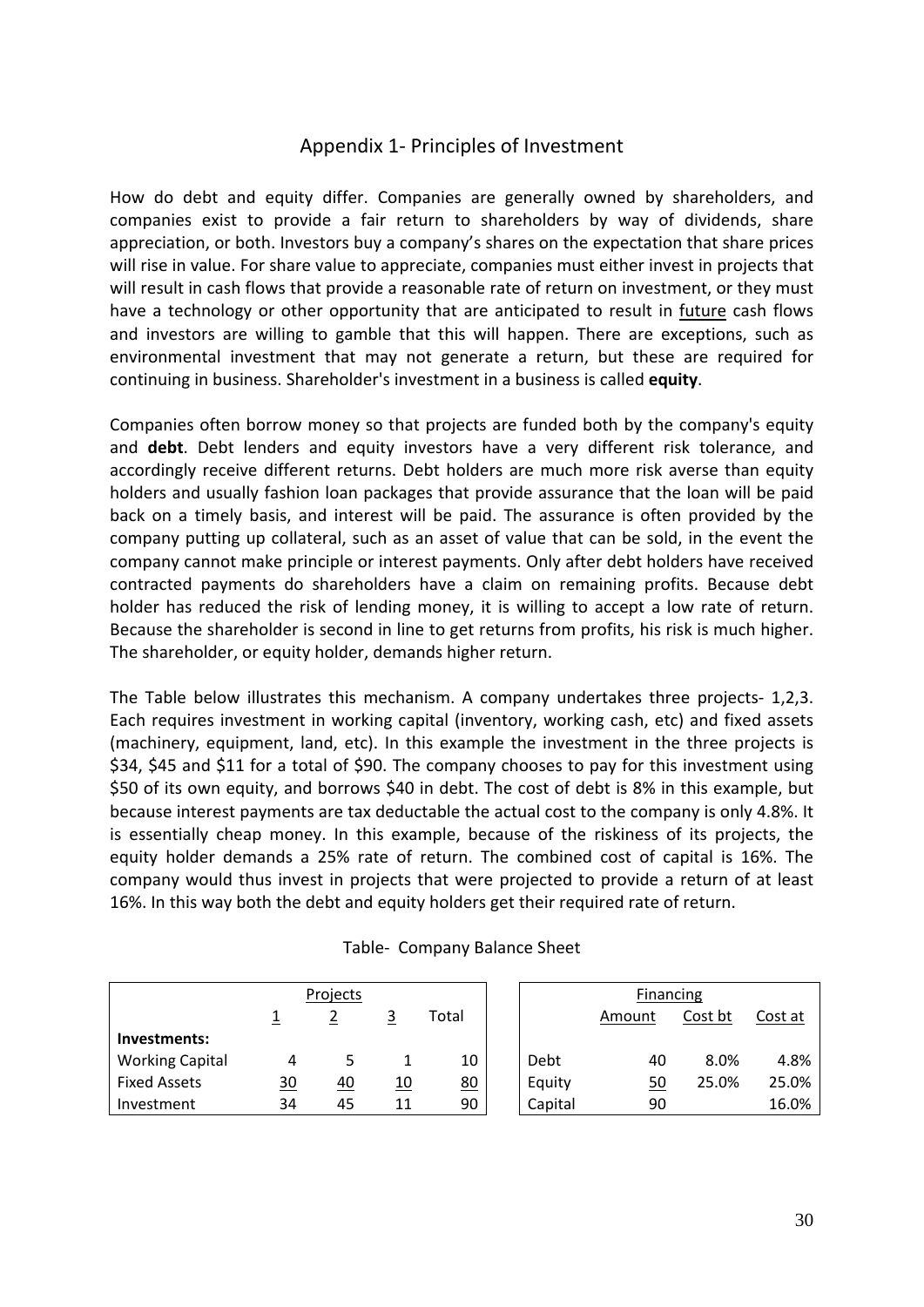# Appendix 1- Principles of Investment

How do debt and equity differ. Companies are generally owned by shareholders, and companies exist to provide a fair return to shareholders by way of dividends, share appreciation, or both. Investors buy a company's shares on the expectation that share prices will rise in value. For share value to appreciate, companies must either invest in projects that will result in cash flows that provide a reasonable rate of return on investment, or they must have a technology or other opportunity that are anticipated to result in future cash flows and investors are willing to gamble that this will happen. There are exceptions, such as environmental investment that may not generate a return, but these are required for continuing in business. Shareholder's investment in a business is called **equity**.

Companies often borrow money so that projects are funded both by the company's equity and **debt**. Debt lenders and equity investors have a very different risk tolerance, and accordingly receive different returns. Debt holders are much more risk averse than equity holders and usually fashion loan packages that provide assurance that the loan will be paid back on a timely basis, and interest will be paid. The assurance is often provided by the company putting up collateral, such as an asset of value that can be sold, in the event the company cannot make principle or interest payments. Only after debt holders have received contracted payments do shareholders have a claim on remaining profits. Because debt holder has reduced the risk of lending money, it is willing to accept a low rate of return. Because the shareholder is second in line to get returns from profits, his risk is much higher. The shareholder, or equity holder, demands higher return.

The Table below illustrates this mechanism. A company undertakes three projects- 1,2,3. Each requires investment in working capital (inventory, working cash, etc) and fixed assets (machinery, equipment, land, etc). In this example the investment in the three projects is \$34, \$45 and \$11 for a total of \$90. The company chooses to pay for this investment using \$50 of its own equity, and borrows \$40 in debt. The cost of debt is 8% in this example, but because interest payments are tax deductable the actual cost to the company is only 4.8%. It is essentially cheap money. In this example, because of the riskiness of its projects, the equity holder demands a 25% rate of return. The combined cost of capital is 16%. The company would thus invest in projects that were projected to provide a return of at least 16%. In this way both the debt and equity holders get their required rate of return.

Table- Company Balance Sheet

| | Projects | | | |
|---|---|---|---|---|
| | 1 | 2 | 3 | Total |
| **Investments:** | | | | |
| Working Capital | 4 | 5 | 1 | 10 |
| Fixed Assets | 30 | 40 | 10 | 80 |
| Investment | 34 | 45 | 11 | 90 |

| | Financing | | |
|---|---|---|---|
| | Amount | Cost bt | Cost at |
| Debt | 40 | 8.0% | 4.8% |
| Equity | 50 | 25.0% | 25.0% |
| Capital | 90 | | 16.0% |